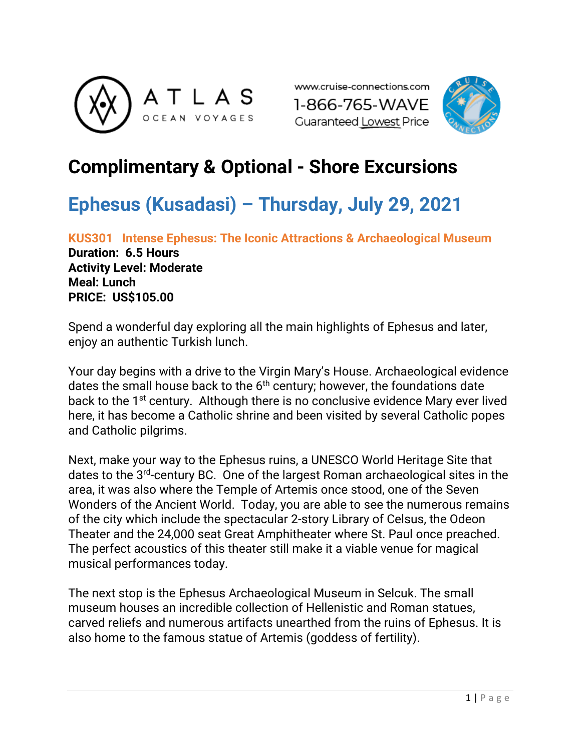ATLAS OCEAN VOYAGES

www.cruise-connections.com
1-866-765-WAVE
Guaranteed Lowest Price

# Complimentary & Optional - Shore Excursions

## Ephesus (Kusadasi) – Thursday, July 29, 2021

### KUS301 Intense Ephesus: The Iconic Attractions & Archaeological Museum

**Duration: 6.5 Hours**
**Activity Level: Moderate**
**Meal: Lunch**
**PRICE: US$105.00**

Spend a wonderful day exploring all the main highlights of Ephesus and later, enjoy an authentic Turkish lunch.

Your day begins with a drive to the Virgin Mary's House. Archaeological evidence dates the small house back to the 6th century; however, the foundations date back to the 1st century. Although there is no conclusive evidence Mary ever lived here, it has become a Catholic shrine and been visited by several Catholic popes and Catholic pilgrims.

Next, make your way to the Ephesus ruins, a UNESCO World Heritage Site that dates to the 3rd-century BC. One of the largest Roman archaeological sites in the area, it was also where the Temple of Artemis once stood, one of the Seven Wonders of the Ancient World. Today, you are able to see the numerous remains of the city which include the spectacular 2-story Library of Celsus, the Odeon Theater and the 24,000 seat Great Amphitheater where St. Paul once preached. The perfect acoustics of this theater still make it a viable venue for magical musical performances today.

The next stop is the Ephesus Archaeological Museum in Selcuk. The small museum houses an incredible collection of Hellenistic and Roman statues, carved reliefs and numerous artifacts unearthed from the ruins of Ephesus. It is also home to the famous statue of Artemis (goddess of fertility).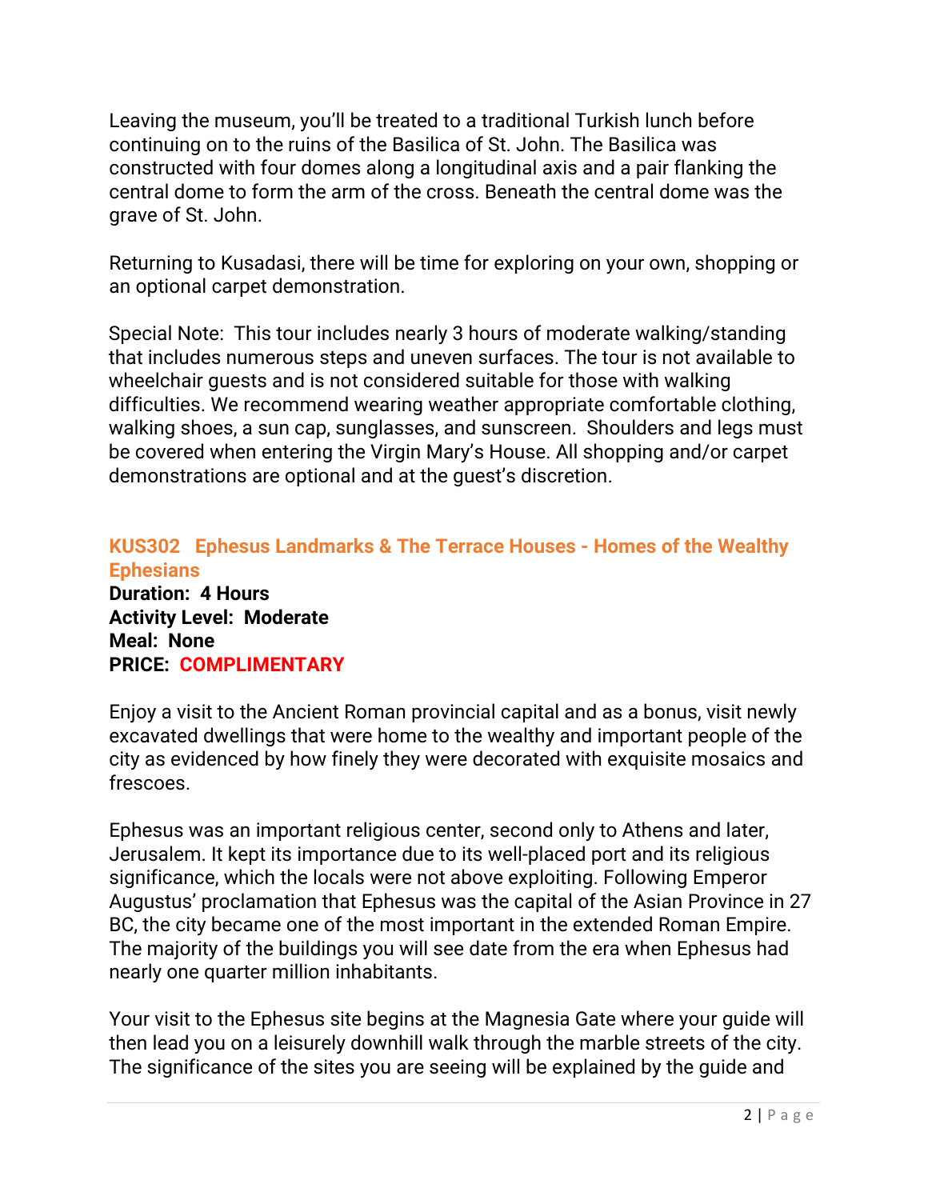Leaving the museum, you'll be treated to a traditional Turkish lunch before continuing on to the ruins of the Basilica of St. John. The Basilica was constructed with four domes along a longitudinal axis and a pair flanking the central dome to form the arm of the cross. Beneath the central dome was the grave of St. John.

Returning to Kusadasi, there will be time for exploring on your own, shopping or an optional carpet demonstration.

Special Note: This tour includes nearly 3 hours of moderate walking/standing that includes numerous steps and uneven surfaces. The tour is not available to wheelchair guests and is not considered suitable for those with walking difficulties. We recommend wearing weather appropriate comfortable clothing, walking shoes, a sun cap, sunglasses, and sunscreen. Shoulders and legs must be covered when entering the Virgin Mary's House. All shopping and/or carpet demonstrations are optional and at the guest's discretion.

### KUS302 Ephesus Landmarks & The Terrace Houses - Homes of the Wealthy Ephesians

**Duration: 4 Hours**
**Activity Level: Moderate**
**Meal: None**
**PRICE: COMPLIMENTARY**

Enjoy a visit to the Ancient Roman provincial capital and as a bonus, visit newly excavated dwellings that were home to the wealthy and important people of the city as evidenced by how finely they were decorated with exquisite mosaics and frescoes.

Ephesus was an important religious center, second only to Athens and later, Jerusalem. It kept its importance due to its well-placed port and its religious significance, which the locals were not above exploiting. Following Emperor Augustus' proclamation that Ephesus was the capital of the Asian Province in 27 BC, the city became one of the most important in the extended Roman Empire. The majority of the buildings you will see date from the era when Ephesus had nearly one quarter million inhabitants.

Your visit to the Ephesus site begins at the Magnesia Gate where your guide will then lead you on a leisurely downhill walk through the marble streets of the city. The significance of the sites you are seeing will be explained by the guide and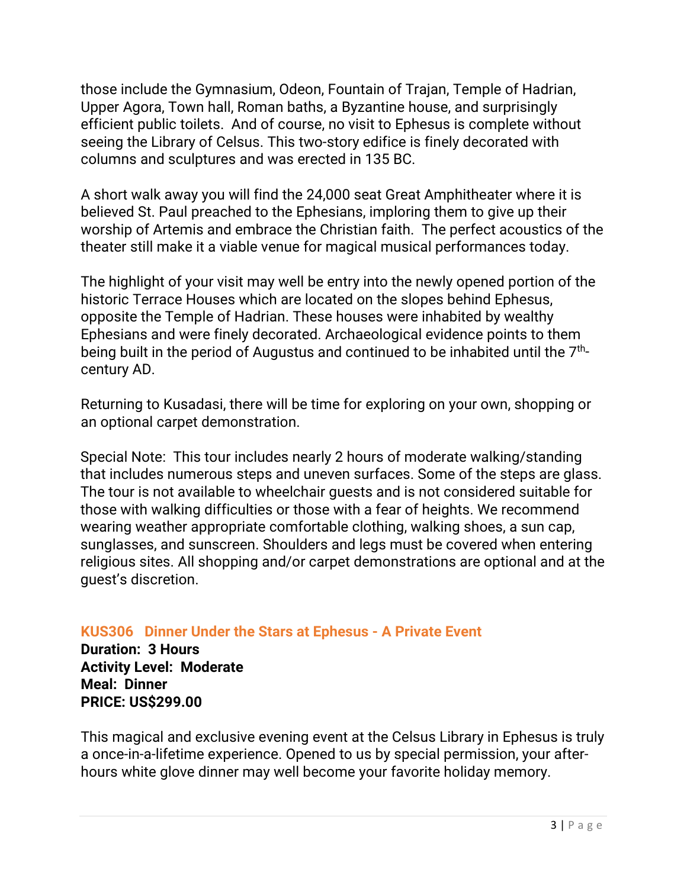those include the Gymnasium, Odeon, Fountain of Trajan, Temple of Hadrian, Upper Agora, Town hall, Roman baths, a Byzantine house, and surprisingly efficient public toilets. And of course, no visit to Ephesus is complete without seeing the Library of Celsus. This two-story edifice is finely decorated with columns and sculptures and was erected in 135 BC.

A short walk away you will find the 24,000 seat Great Amphitheater where it is believed St. Paul preached to the Ephesians, imploring them to give up their worship of Artemis and embrace the Christian faith. The perfect acoustics of the theater still make it a viable venue for magical musical performances today.

The highlight of your visit may well be entry into the newly opened portion of the historic Terrace Houses which are located on the slopes behind Ephesus, opposite the Temple of Hadrian. These houses were inhabited by wealthy Ephesians and were finely decorated. Archaeological evidence points to them being built in the period of Augustus and continued to be inhabited until the 7th-century AD.

Returning to Kusadasi, there will be time for exploring on your own, shopping or an optional carpet demonstration.

Special Note: This tour includes nearly 2 hours of moderate walking/standing that includes numerous steps and uneven surfaces. Some of the steps are glass. The tour is not available to wheelchair guests and is not considered suitable for those with walking difficulties or those with a fear of heights. We recommend wearing weather appropriate comfortable clothing, walking shoes, a sun cap, sunglasses, and sunscreen. Shoulders and legs must be covered when entering religious sites. All shopping and/or carpet demonstrations are optional and at the guest's discretion.

### KUS306 Dinner Under the Stars at Ephesus - A Private Event

**Duration: 3 Hours**
**Activity Level: Moderate**
**Meal: Dinner**
**PRICE: US$299.00**

This magical and exclusive evening event at the Celsus Library in Ephesus is truly a once-in-a-lifetime experience. Opened to us by special permission, your after-hours white glove dinner may well become your favorite holiday memory.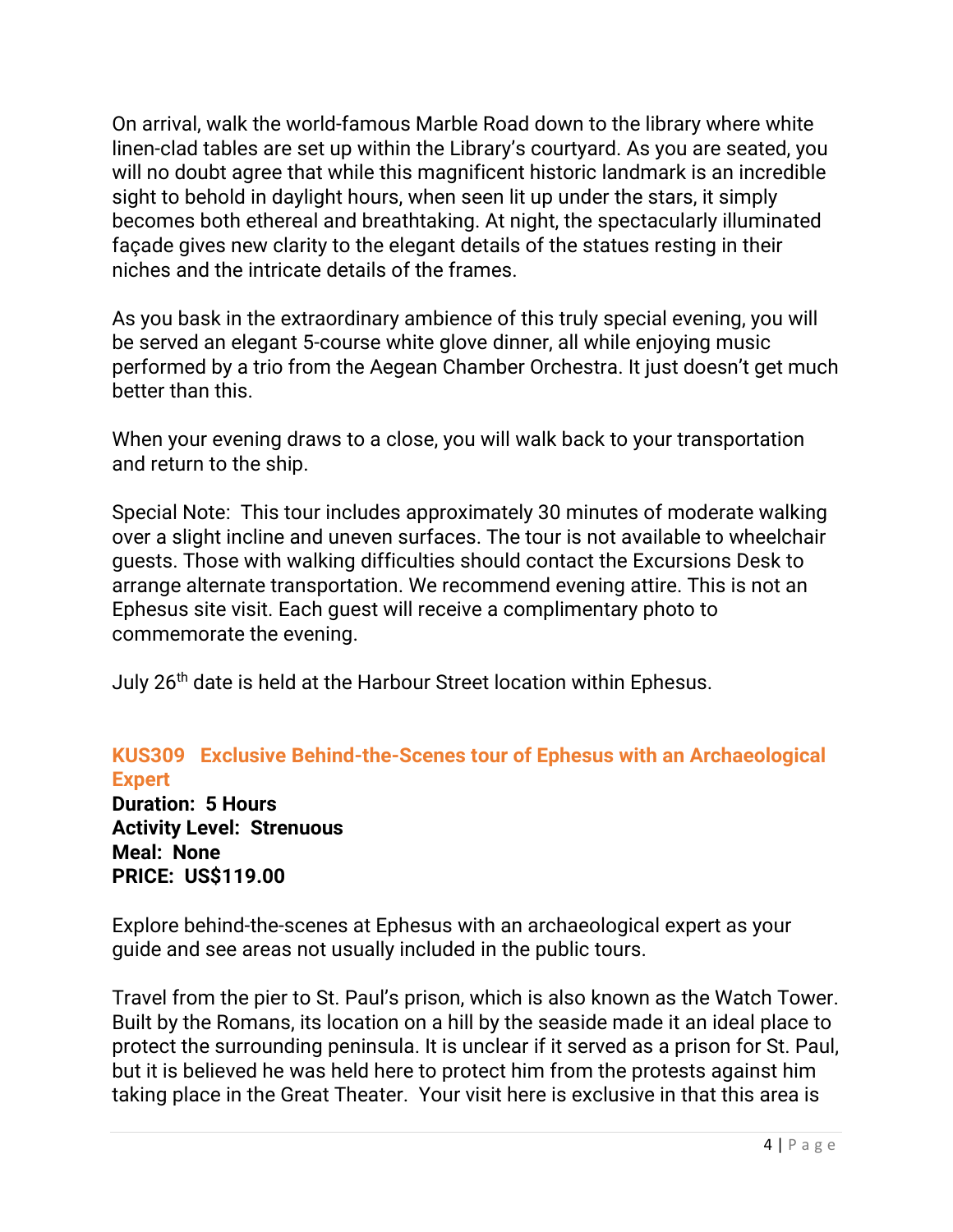On arrival, walk the world-famous Marble Road down to the library where white linen-clad tables are set up within the Library's courtyard. As you are seated, you will no doubt agree that while this magnificent historic landmark is an incredible sight to behold in daylight hours, when seen lit up under the stars, it simply becomes both ethereal and breathtaking. At night, the spectacularly illuminated façade gives new clarity to the elegant details of the statues resting in their niches and the intricate details of the frames.

As you bask in the extraordinary ambience of this truly special evening, you will be served an elegant 5-course white glove dinner, all while enjoying music performed by a trio from the Aegean Chamber Orchestra. It just doesn't get much better than this.

When your evening draws to a close, you will walk back to your transportation and return to the ship.

Special Note: This tour includes approximately 30 minutes of moderate walking over a slight incline and uneven surfaces. The tour is not available to wheelchair guests. Those with walking difficulties should contact the Excursions Desk to arrange alternate transportation. We recommend evening attire. This is not an Ephesus site visit. Each guest will receive a complimentary photo to commemorate the evening.

July 26th date is held at the Harbour Street location within Ephesus.

### KUS309 Exclusive Behind-the-Scenes tour of Ephesus with an Archaeological Expert

**Duration: 5 Hours**
**Activity Level: Strenuous**
**Meal: None**
**PRICE: US$119.00**

Explore behind-the-scenes at Ephesus with an archaeological expert as your guide and see areas not usually included in the public tours.

Travel from the pier to St. Paul's prison, which is also known as the Watch Tower. Built by the Romans, its location on a hill by the seaside made it an ideal place to protect the surrounding peninsula. It is unclear if it served as a prison for St. Paul, but it is believed he was held here to protect him from the protests against him taking place in the Great Theater. Your visit here is exclusive in that this area is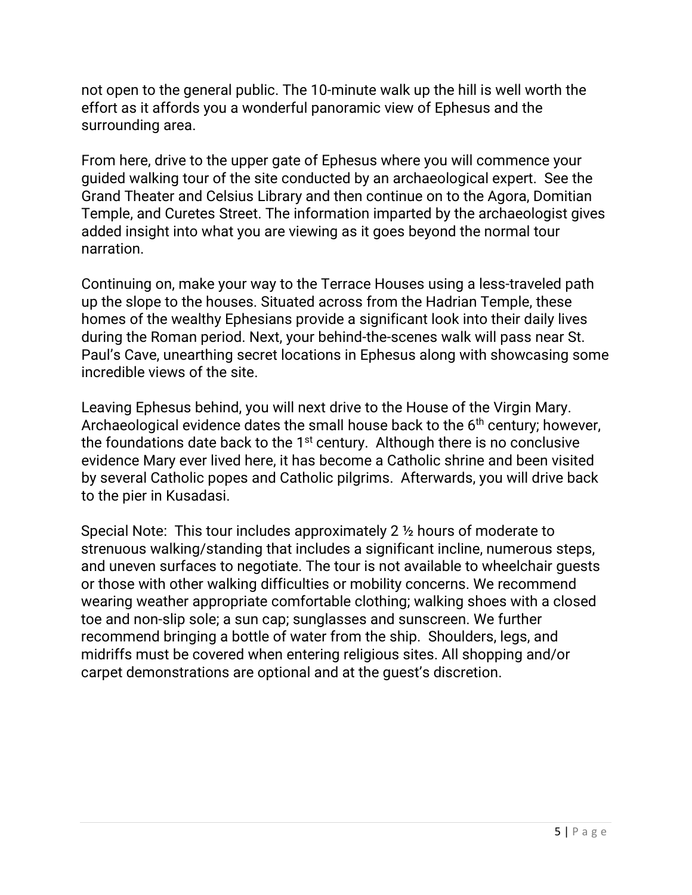not open to the general public. The 10-minute walk up the hill is well worth the effort as it affords you a wonderful panoramic view of Ephesus and the surrounding area.

From here, drive to the upper gate of Ephesus where you will commence your guided walking tour of the site conducted by an archaeological expert. See the Grand Theater and Celsius Library and then continue on to the Agora, Domitian Temple, and Curetes Street. The information imparted by the archaeologist gives added insight into what you are viewing as it goes beyond the normal tour narration.

Continuing on, make your way to the Terrace Houses using a less-traveled path up the slope to the houses. Situated across from the Hadrian Temple, these homes of the wealthy Ephesians provide a significant look into their daily lives during the Roman period. Next, your behind-the-scenes walk will pass near St. Paul's Cave, unearthing secret locations in Ephesus along with showcasing some incredible views of the site.

Leaving Ephesus behind, you will next drive to the House of the Virgin Mary. Archaeological evidence dates the small house back to the 6th century; however, the foundations date back to the 1st century. Although there is no conclusive evidence Mary ever lived here, it has become a Catholic shrine and been visited by several Catholic popes and Catholic pilgrims. Afterwards, you will drive back to the pier in Kusadasi.

Special Note: This tour includes approximately 2 ½ hours of moderate to strenuous walking/standing that includes a significant incline, numerous steps, and uneven surfaces to negotiate. The tour is not available to wheelchair guests or those with other walking difficulties or mobility concerns. We recommend wearing weather appropriate comfortable clothing; walking shoes with a closed toe and non-slip sole; a sun cap; sunglasses and sunscreen. We further recommend bringing a bottle of water from the ship. Shoulders, legs, and midriffs must be covered when entering religious sites. All shopping and/or carpet demonstrations are optional and at the guest's discretion.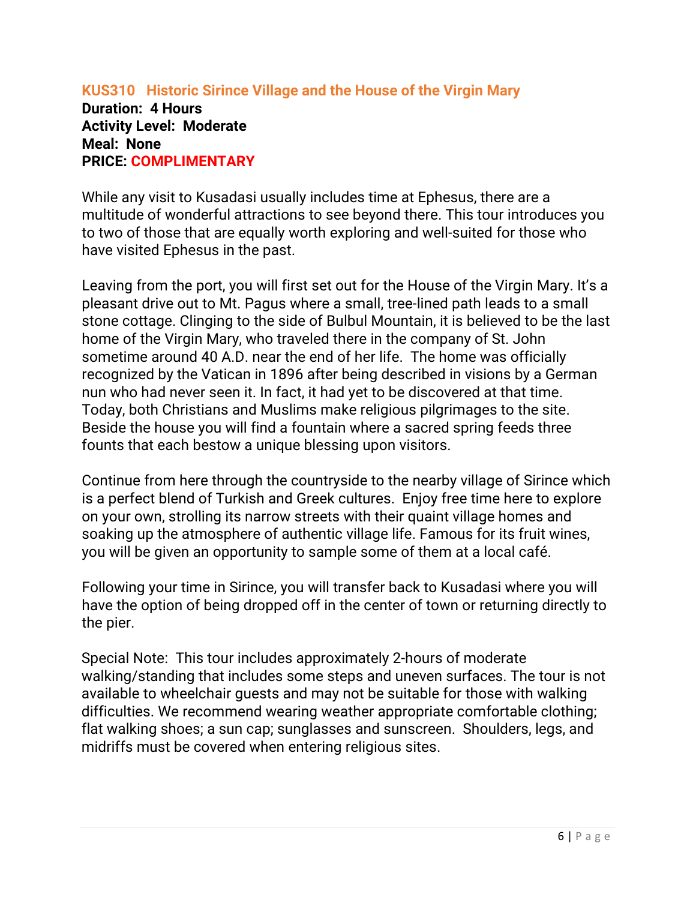## KUS310 Historic Sirince Village and the House of the Virgin Mary

**Duration: 4 Hours**
**Activity Level: Moderate**
**Meal: None**
**PRICE: COMPLIMENTARY**

While any visit to Kusadasi usually includes time at Ephesus, there are a multitude of wonderful attractions to see beyond there. This tour introduces you to two of those that are equally worth exploring and well-suited for those who have visited Ephesus in the past.

Leaving from the port, you will first set out for the House of the Virgin Mary. It's a pleasant drive out to Mt. Pagus where a small, tree-lined path leads to a small stone cottage. Clinging to the side of Bulbul Mountain, it is believed to be the last home of the Virgin Mary, who traveled there in the company of St. John sometime around 40 A.D. near the end of her life. The home was officially recognized by the Vatican in 1896 after being described in visions by a German nun who had never seen it. In fact, it had yet to be discovered at that time. Today, both Christians and Muslims make religious pilgrimages to the site. Beside the house you will find a fountain where a sacred spring feeds three founts that each bestow a unique blessing upon visitors.

Continue from here through the countryside to the nearby village of Sirince which is a perfect blend of Turkish and Greek cultures. Enjoy free time here to explore on your own, strolling its narrow streets with their quaint village homes and soaking up the atmosphere of authentic village life. Famous for its fruit wines, you will be given an opportunity to sample some of them at a local café.

Following your time in Sirince, you will transfer back to Kusadasi where you will have the option of being dropped off in the center of town or returning directly to the pier.

Special Note: This tour includes approximately 2-hours of moderate walking/standing that includes some steps and uneven surfaces. The tour is not available to wheelchair guests and may not be suitable for those with walking difficulties. We recommend wearing weather appropriate comfortable clothing; flat walking shoes; a sun cap; sunglasses and sunscreen. Shoulders, legs, and midriffs must be covered when entering religious sites.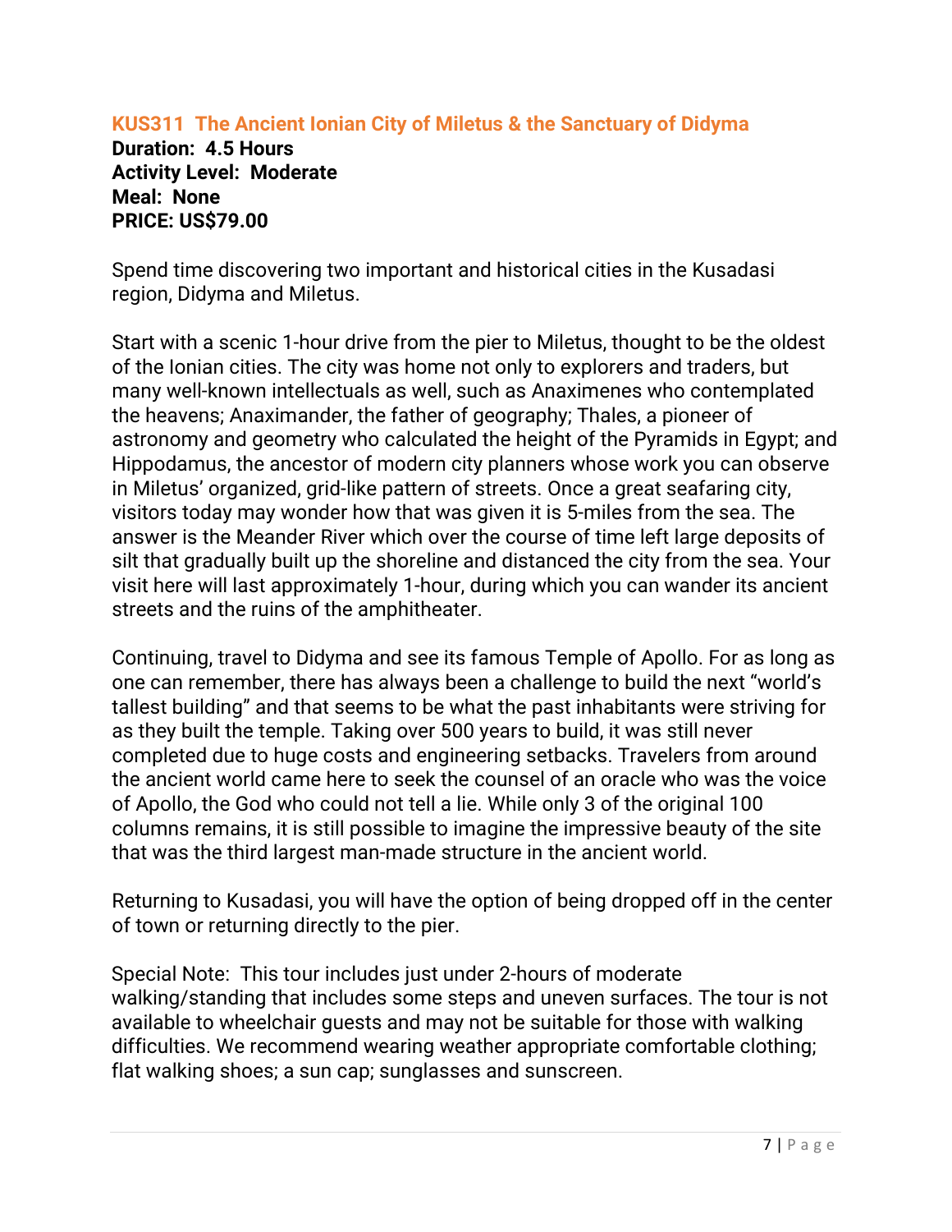### KUS311 The Ancient Ionian City of Miletus & the Sanctuary of Didyma

**Duration: 4.5 Hours**
**Activity Level: Moderate**
**Meal: None**
**PRICE: US$79.00**

Spend time discovering two important and historical cities in the Kusadasi region, Didyma and Miletus.

Start with a scenic 1-hour drive from the pier to Miletus, thought to be the oldest of the Ionian cities. The city was home not only to explorers and traders, but many well-known intellectuals as well, such as Anaximenes who contemplated the heavens; Anaximander, the father of geography; Thales, a pioneer of astronomy and geometry who calculated the height of the Pyramids in Egypt; and Hippodamus, the ancestor of modern city planners whose work you can observe in Miletus' organized, grid-like pattern of streets. Once a great seafaring city, visitors today may wonder how that was given it is 5-miles from the sea. The answer is the Meander River which over the course of time left large deposits of silt that gradually built up the shoreline and distanced the city from the sea. Your visit here will last approximately 1-hour, during which you can wander its ancient streets and the ruins of the amphitheater.

Continuing, travel to Didyma and see its famous Temple of Apollo. For as long as one can remember, there has always been a challenge to build the next "world's tallest building" and that seems to be what the past inhabitants were striving for as they built the temple. Taking over 500 years to build, it was still never completed due to huge costs and engineering setbacks. Travelers from around the ancient world came here to seek the counsel of an oracle who was the voice of Apollo, the God who could not tell a lie. While only 3 of the original 100 columns remains, it is still possible to imagine the impressive beauty of the site that was the third largest man-made structure in the ancient world.

Returning to Kusadasi, you will have the option of being dropped off in the center of town or returning directly to the pier.

Special Note: This tour includes just under 2-hours of moderate walking/standing that includes some steps and uneven surfaces. The tour is not available to wheelchair guests and may not be suitable for those with walking difficulties. We recommend wearing weather appropriate comfortable clothing; flat walking shoes; a sun cap; sunglasses and sunscreen.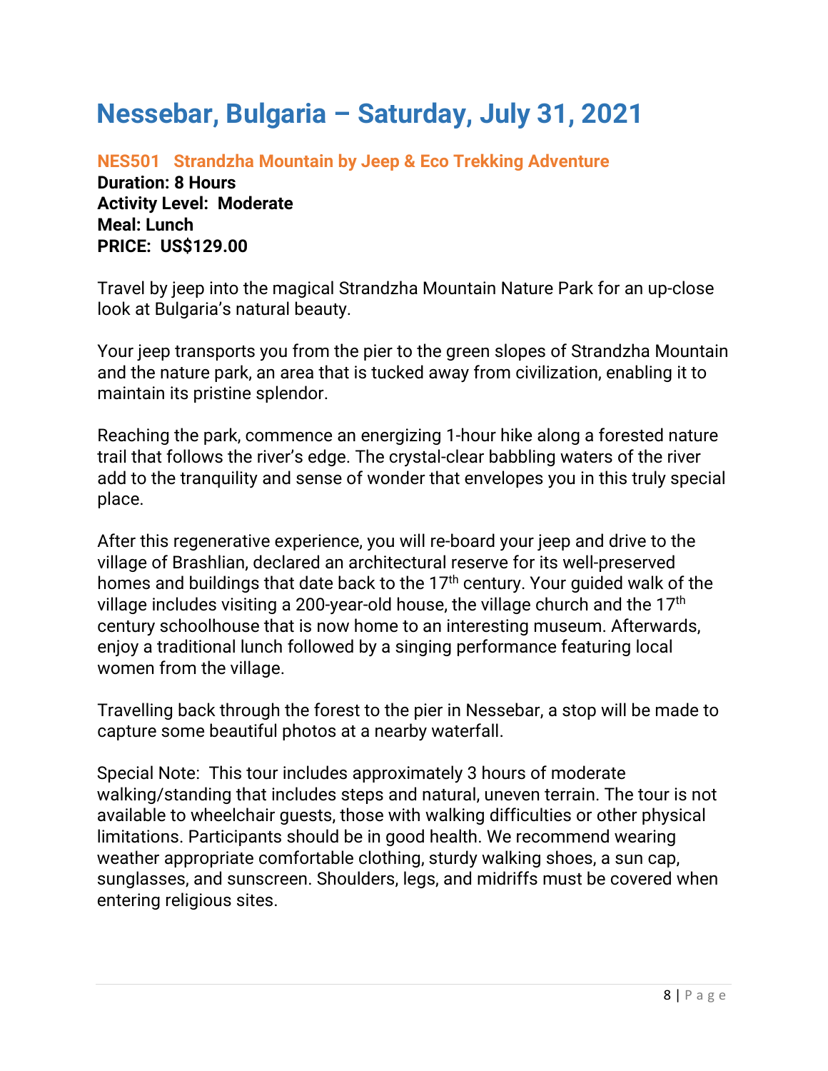# Nessebar, Bulgaria – Saturday, July 31, 2021

## NES501 Strandzha Mountain by Jeep & Eco Trekking Adventure

**Duration: 8 Hours**
**Activity Level: Moderate**
**Meal: Lunch**
**PRICE: US$129.00**

Travel by jeep into the magical Strandzha Mountain Nature Park for an up-close look at Bulgaria's natural beauty.

Your jeep transports you from the pier to the green slopes of Strandzha Mountain and the nature park, an area that is tucked away from civilization, enabling it to maintain its pristine splendor.

Reaching the park, commence an energizing 1-hour hike along a forested nature trail that follows the river's edge. The crystal-clear babbling waters of the river add to the tranquility and sense of wonder that envelopes you in this truly special place.

After this regenerative experience, you will re-board your jeep and drive to the village of Brashlian, declared an architectural reserve for its well-preserved homes and buildings that date back to the 17th century. Your guided walk of the village includes visiting a 200-year-old house, the village church and the 17th century schoolhouse that is now home to an interesting museum. Afterwards, enjoy a traditional lunch followed by a singing performance featuring local women from the village.

Travelling back through the forest to the pier in Nessebar, a stop will be made to capture some beautiful photos at a nearby waterfall.

Special Note: This tour includes approximately 3 hours of moderate walking/standing that includes steps and natural, uneven terrain. The tour is not available to wheelchair guests, those with walking difficulties or other physical limitations. Participants should be in good health. We recommend wearing weather appropriate comfortable clothing, sturdy walking shoes, a sun cap, sunglasses, and sunscreen. Shoulders, legs, and midriffs must be covered when entering religious sites.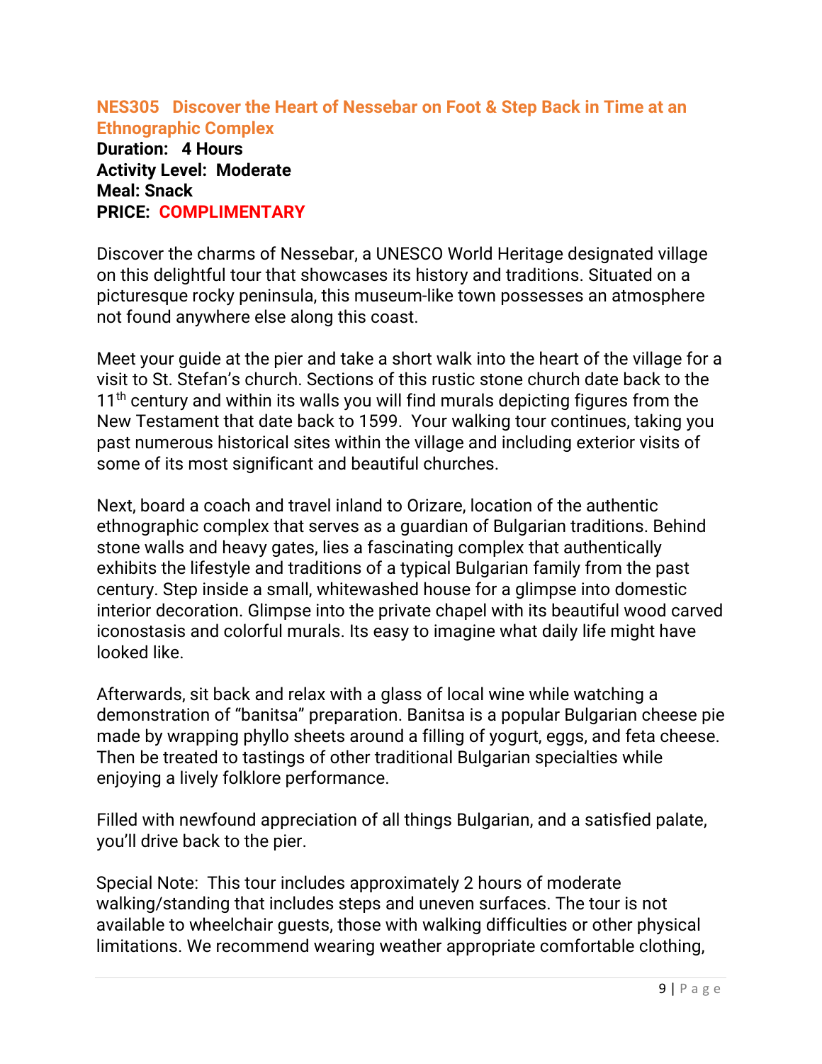## NES305 Discover the Heart of Nessebar on Foot & Step Back in Time at an Ethnographic Complex

**Duration: 4 Hours**
**Activity Level: Moderate**
**Meal: Snack**
**PRICE: COMPLIMENTARY**

Discover the charms of Nessebar, a UNESCO World Heritage designated village on this delightful tour that showcases its history and traditions. Situated on a picturesque rocky peninsula, this museum-like town possesses an atmosphere not found anywhere else along this coast.

Meet your guide at the pier and take a short walk into the heart of the village for a visit to St. Stefan's church. Sections of this rustic stone church date back to the 11th century and within its walls you will find murals depicting figures from the New Testament that date back to 1599. Your walking tour continues, taking you past numerous historical sites within the village and including exterior visits of some of its most significant and beautiful churches.

Next, board a coach and travel inland to Orizare, location of the authentic ethnographic complex that serves as a guardian of Bulgarian traditions. Behind stone walls and heavy gates, lies a fascinating complex that authentically exhibits the lifestyle and traditions of a typical Bulgarian family from the past century. Step inside a small, whitewashed house for a glimpse into domestic interior decoration. Glimpse into the private chapel with its beautiful wood carved iconostasis and colorful murals. Its easy to imagine what daily life might have looked like.

Afterwards, sit back and relax with a glass of local wine while watching a demonstration of "banitsa" preparation. Banitsa is a popular Bulgarian cheese pie made by wrapping phyllo sheets around a filling of yogurt, eggs, and feta cheese. Then be treated to tastings of other traditional Bulgarian specialties while enjoying a lively folklore performance.

Filled with newfound appreciation of all things Bulgarian, and a satisfied palate, you'll drive back to the pier.

Special Note: This tour includes approximately 2 hours of moderate walking/standing that includes steps and uneven surfaces. The tour is not available to wheelchair guests, those with walking difficulties or other physical limitations. We recommend wearing weather appropriate comfortable clothing,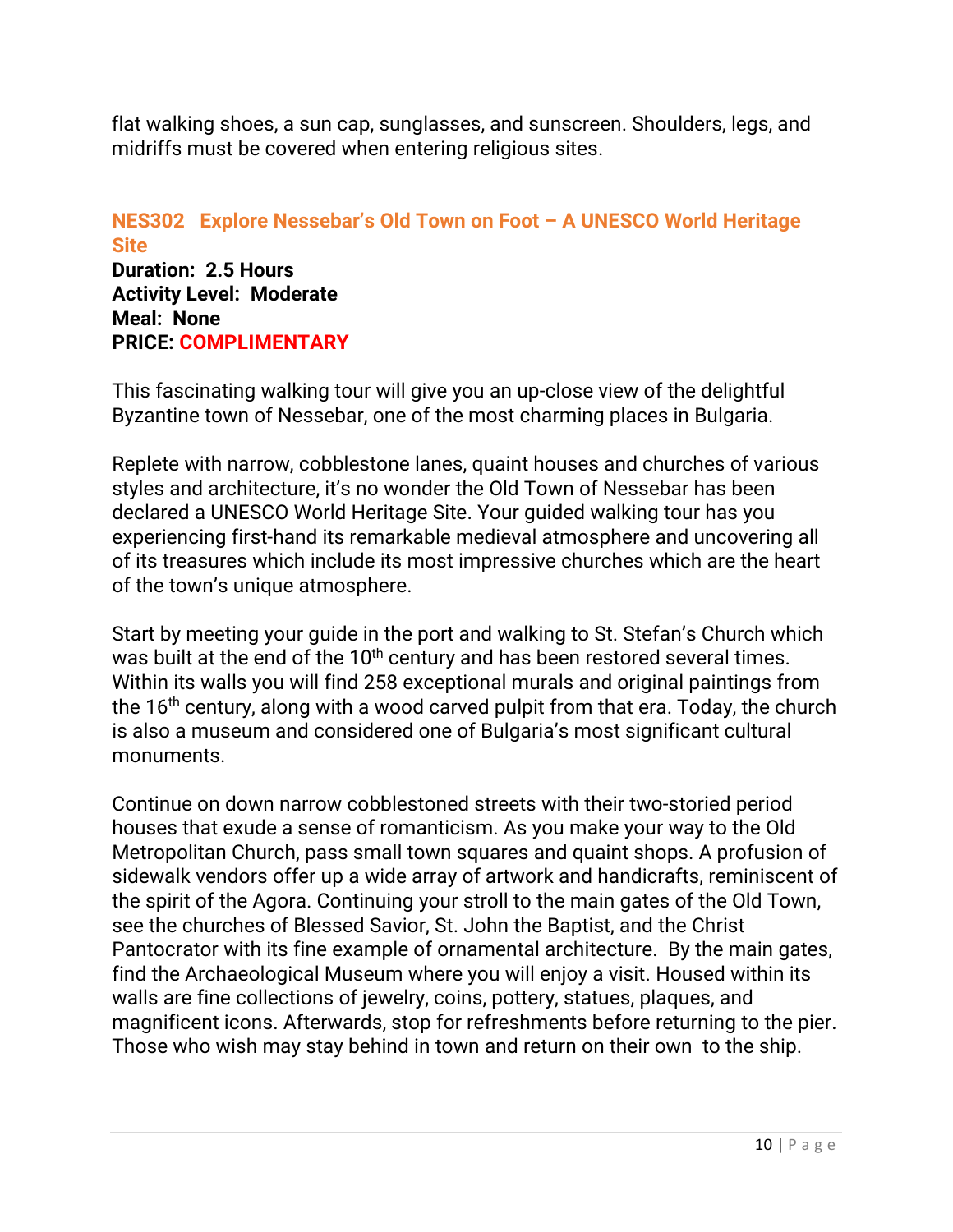flat walking shoes, a sun cap, sunglasses, and sunscreen. Shoulders, legs, and midriffs must be covered when entering religious sites.

## NES302 Explore Nessebar's Old Town on Foot – A UNESCO World Heritage Site

**Duration: 2.5 Hours**
**Activity Level: Moderate**
**Meal: None**
**PRICE: COMPLIMENTARY**

This fascinating walking tour will give you an up-close view of the delightful Byzantine town of Nessebar, one of the most charming places in Bulgaria.

Replete with narrow, cobblestone lanes, quaint houses and churches of various styles and architecture, it's no wonder the Old Town of Nessebar has been declared a UNESCO World Heritage Site. Your guided walking tour has you experiencing first-hand its remarkable medieval atmosphere and uncovering all of its treasures which include its most impressive churches which are the heart of the town's unique atmosphere.

Start by meeting your guide in the port and walking to St. Stefan's Church which was built at the end of the 10th century and has been restored several times. Within its walls you will find 258 exceptional murals and original paintings from the 16th century, along with a wood carved pulpit from that era. Today, the church is also a museum and considered one of Bulgaria's most significant cultural monuments.

Continue on down narrow cobblestoned streets with their two-storied period houses that exude a sense of romanticism. As you make your way to the Old Metropolitan Church, pass small town squares and quaint shops. A profusion of sidewalk vendors offer up a wide array of artwork and handicrafts, reminiscent of the spirit of the Agora. Continuing your stroll to the main gates of the Old Town, see the churches of Blessed Savior, St. John the Baptist, and the Christ Pantocrator with its fine example of ornamental architecture. By the main gates, find the Archaeological Museum where you will enjoy a visit. Housed within its walls are fine collections of jewelry, coins, pottery, statues, plaques, and magnificent icons. Afterwards, stop for refreshments before returning to the pier. Those who wish may stay behind in town and return on their own to the ship.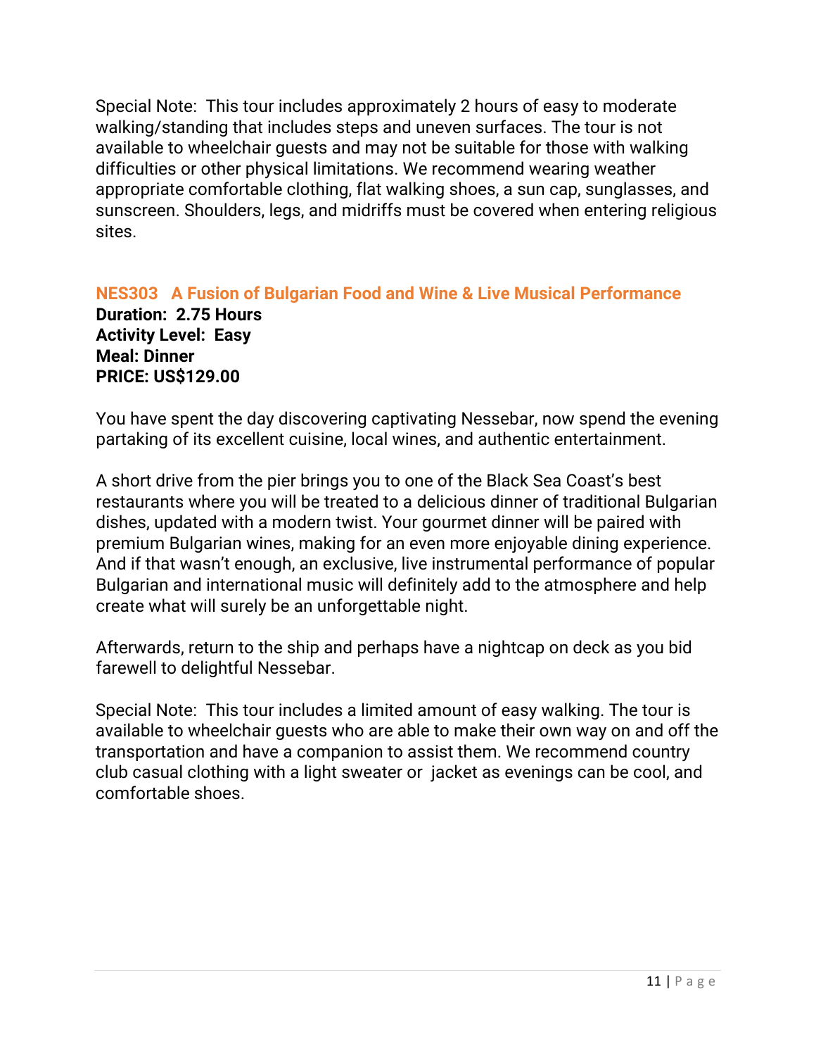Special Note: This tour includes approximately 2 hours of easy to moderate walking/standing that includes steps and uneven surfaces. The tour is not available to wheelchair guests and may not be suitable for those with walking difficulties or other physical limitations. We recommend wearing weather appropriate comfortable clothing, flat walking shoes, a sun cap, sunglasses, and sunscreen. Shoulders, legs, and midriffs must be covered when entering religious sites.

### NES303 A Fusion of Bulgarian Food and Wine & Live Musical Performance

**Duration: 2.75 Hours**
**Activity Level: Easy**
**Meal: Dinner**
**PRICE: US$129.00**

You have spent the day discovering captivating Nessebar, now spend the evening partaking of its excellent cuisine, local wines, and authentic entertainment.

A short drive from the pier brings you to one of the Black Sea Coast's best restaurants where you will be treated to a delicious dinner of traditional Bulgarian dishes, updated with a modern twist. Your gourmet dinner will be paired with premium Bulgarian wines, making for an even more enjoyable dining experience. And if that wasn't enough, an exclusive, live instrumental performance of popular Bulgarian and international music will definitely add to the atmosphere and help create what will surely be an unforgettable night.

Afterwards, return to the ship and perhaps have a nightcap on deck as you bid farewell to delightful Nessebar.

Special Note: This tour includes a limited amount of easy walking. The tour is available to wheelchair guests who are able to make their own way on and off the transportation and have a companion to assist them. We recommend country club casual clothing with a light sweater or jacket as evenings can be cool, and comfortable shoes.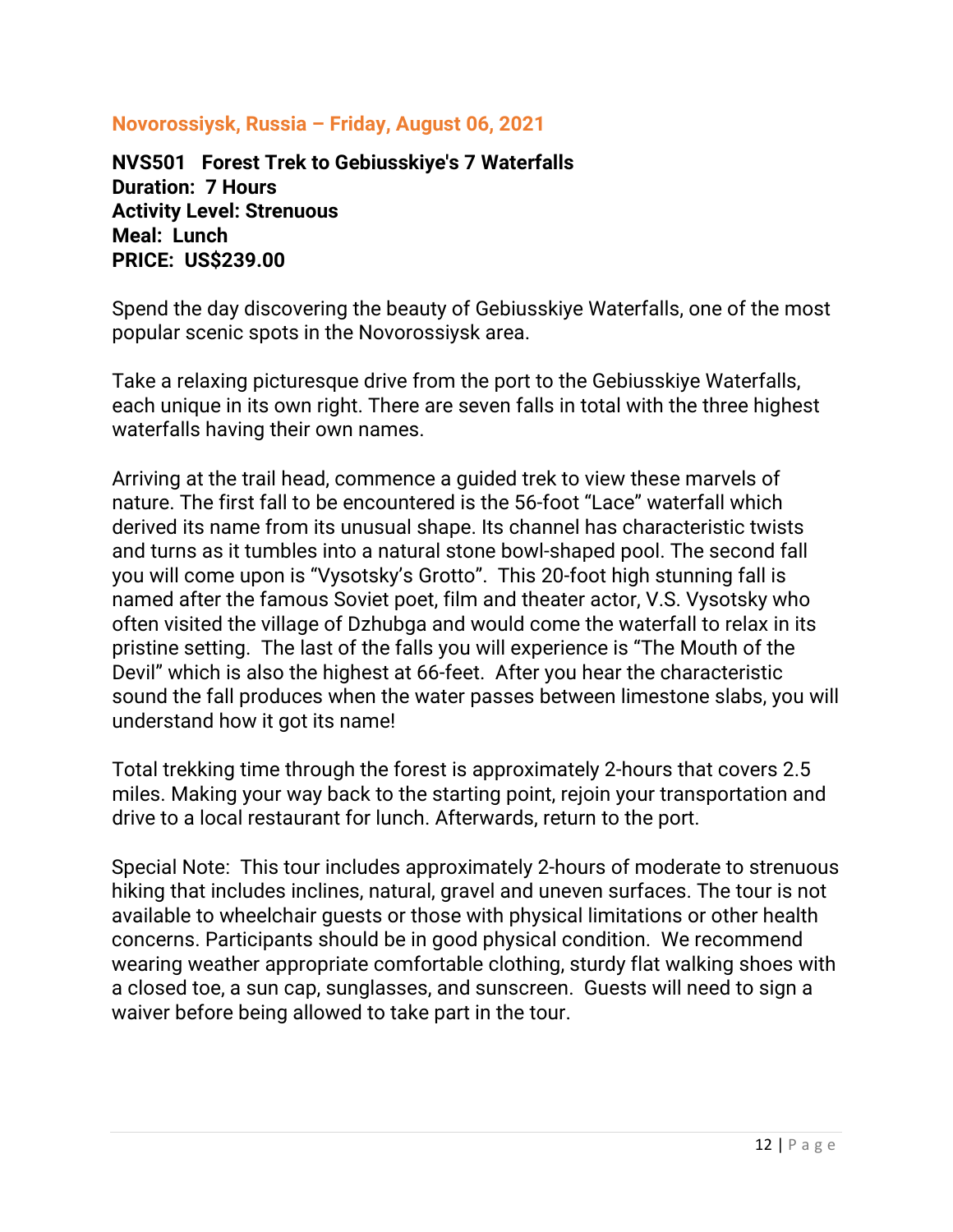## Novorossiysk, Russia – Friday, August 06, 2021

**NVS501 Forest Trek to Gebiusskiye's 7 Waterfalls**
**Duration: 7 Hours**
**Activity Level: Strenuous**
**Meal: Lunch**
**PRICE: US$239.00**

Spend the day discovering the beauty of Gebiusskiye Waterfalls, one of the most popular scenic spots in the Novorossiysk area.

Take a relaxing picturesque drive from the port to the Gebiusskiye Waterfalls, each unique in its own right. There are seven falls in total with the three highest waterfalls having their own names.

Arriving at the trail head, commence a guided trek to view these marvels of nature. The first fall to be encountered is the 56-foot "Lace" waterfall which derived its name from its unusual shape. Its channel has characteristic twists and turns as it tumbles into a natural stone bowl-shaped pool. The second fall you will come upon is "Vysotsky's Grotto". This 20-foot high stunning fall is named after the famous Soviet poet, film and theater actor, V.S. Vysotsky who often visited the village of Dzhubga and would come the waterfall to relax in its pristine setting. The last of the falls you will experience is "The Mouth of the Devil" which is also the highest at 66-feet. After you hear the characteristic sound the fall produces when the water passes between limestone slabs, you will understand how it got its name!

Total trekking time through the forest is approximately 2-hours that covers 2.5 miles. Making your way back to the starting point, rejoin your transportation and drive to a local restaurant for lunch. Afterwards, return to the port.

Special Note: This tour includes approximately 2-hours of moderate to strenuous hiking that includes inclines, natural, gravel and uneven surfaces. The tour is not available to wheelchair guests or those with physical limitations or other health concerns. Participants should be in good physical condition. We recommend wearing weather appropriate comfortable clothing, sturdy flat walking shoes with a closed toe, a sun cap, sunglasses, and sunscreen. Guests will need to sign a waiver before being allowed to take part in the tour.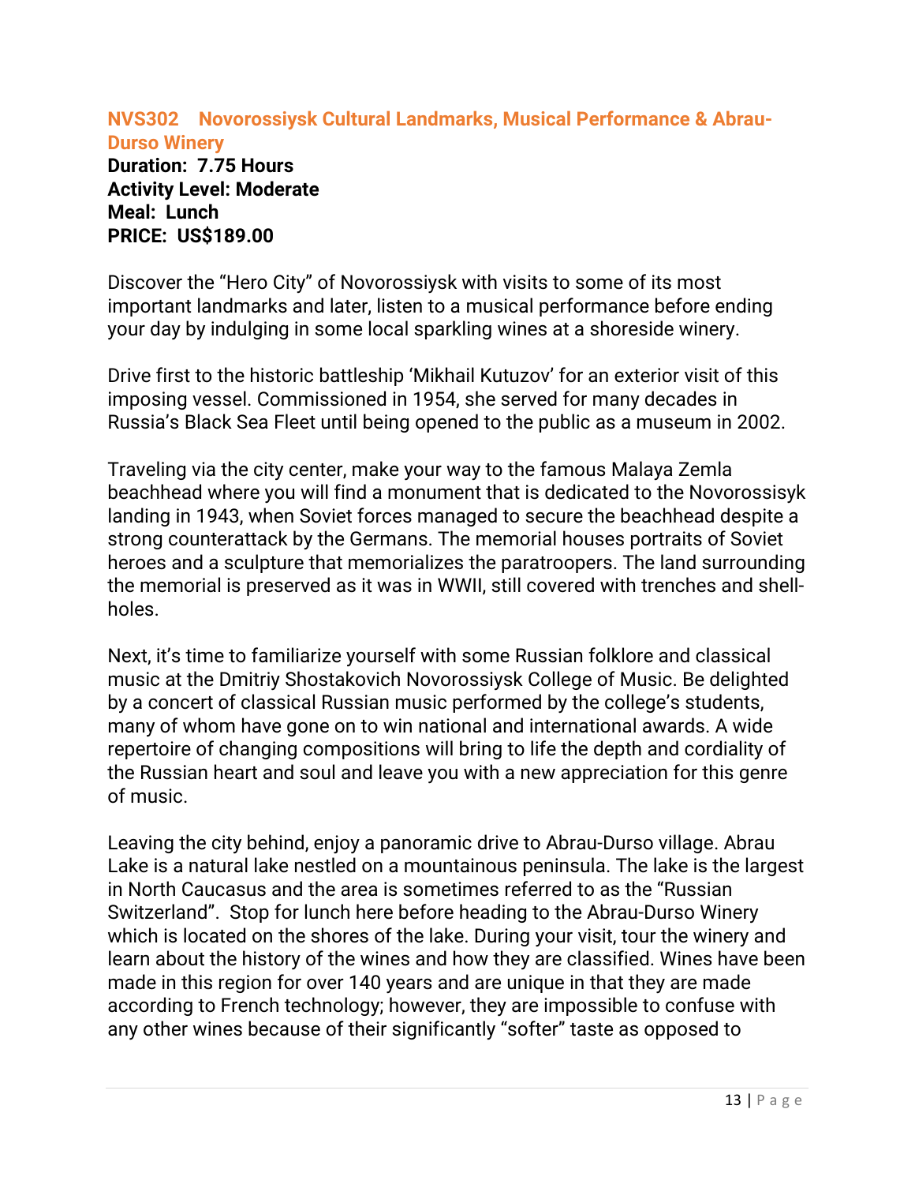### NVS302 Novorossiysk Cultural Landmarks, Musical Performance & Abrau-Durso Winery

**Duration: 7.75 Hours**
**Activity Level: Moderate**
**Meal: Lunch**
**PRICE: US$189.00**

Discover the "Hero City" of Novorossiysk with visits to some of its most important landmarks and later, listen to a musical performance before ending your day by indulging in some local sparkling wines at a shoreside winery.

Drive first to the historic battleship 'Mikhail Kutuzov' for an exterior visit of this imposing vessel. Commissioned in 1954, she served for many decades in Russia's Black Sea Fleet until being opened to the public as a museum in 2002.

Traveling via the city center, make your way to the famous Malaya Zemla beachhead where you will find a monument that is dedicated to the Novorossisyk landing in 1943, when Soviet forces managed to secure the beachhead despite a strong counterattack by the Germans. The memorial houses portraits of Soviet heroes and a sculpture that memorializes the paratroopers. The land surrounding the memorial is preserved as it was in WWII, still covered with trenches and shell-holes.

Next, it's time to familiarize yourself with some Russian folklore and classical music at the Dmitriy Shostakovich Novorossiysk College of Music. Be delighted by a concert of classical Russian music performed by the college's students, many of whom have gone on to win national and international awards. A wide repertoire of changing compositions will bring to life the depth and cordiality of the Russian heart and soul and leave you with a new appreciation for this genre of music.

Leaving the city behind, enjoy a panoramic drive to Abrau-Durso village. Abrau Lake is a natural lake nestled on a mountainous peninsula. The lake is the largest in North Caucasus and the area is sometimes referred to as the "Russian Switzerland". Stop for lunch here before heading to the Abrau-Durso Winery which is located on the shores of the lake. During your visit, tour the winery and learn about the history of the wines and how they are classified. Wines have been made in this region for over 140 years and are unique in that they are made according to French technology; however, they are impossible to confuse with any other wines because of their significantly "softer" taste as opposed to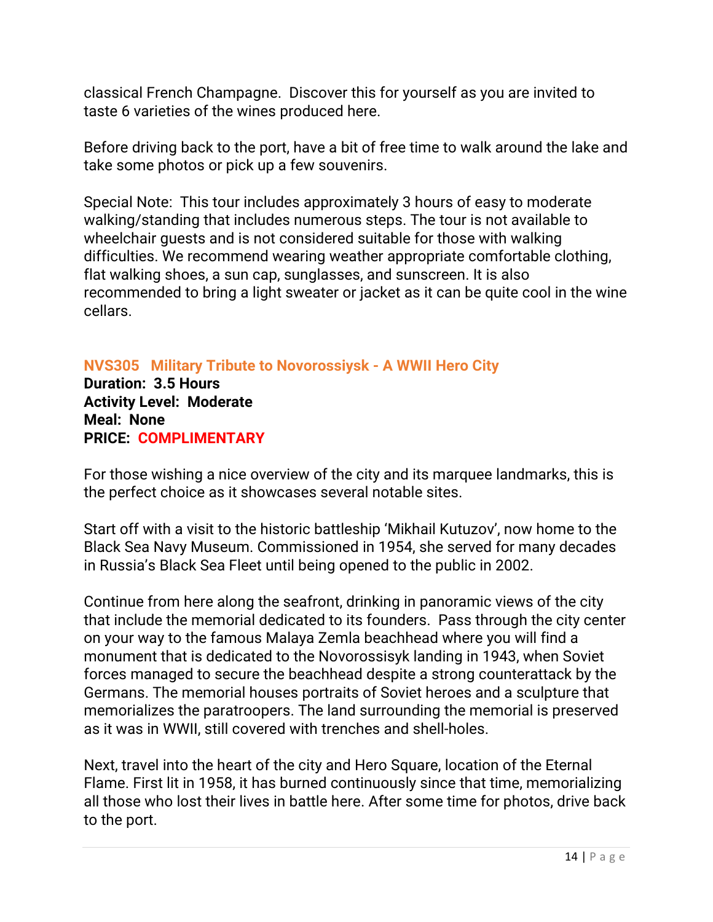classical French Champagne.  Discover this for yourself as you are invited to taste 6 varieties of the wines produced here.

Before driving back to the port, have a bit of free time to walk around the lake and take some photos or pick up a few souvenirs.

Special Note:  This tour includes approximately 3 hours of easy to moderate walking/standing that includes numerous steps. The tour is not available to wheelchair guests and is not considered suitable for those with walking difficulties. We recommend wearing weather appropriate comfortable clothing, flat walking shoes, a sun cap, sunglasses, and sunscreen. It is also recommended to bring a light sweater or jacket as it can be quite cool in the wine cellars.

### NVS305   Military Tribute to Novorossiysk - A WWII Hero City

**Duration:  3.5 Hours**
**Activity Level:  Moderate**
**Meal:  None**
**PRICE:  COMPLIMENTARY**

For those wishing a nice overview of the city and its marquee landmarks, this is the perfect choice as it showcases several notable sites.

Start off with a visit to the historic battleship 'Mikhail Kutuzov', now home to the Black Sea Navy Museum. Commissioned in 1954, she served for many decades in Russia's Black Sea Fleet until being opened to the public in 2002.

Continue from here along the seafront, drinking in panoramic views of the city that include the memorial dedicated to its founders.  Pass through the city center on your way to the famous Malaya Zemla beachhead where you will find a monument that is dedicated to the Novorossisyk landing in 1943, when Soviet forces managed to secure the beachhead despite a strong counterattack by the Germans. The memorial houses portraits of Soviet heroes and a sculpture that memorializes the paratroopers. The land surrounding the memorial is preserved as it was in WWII, still covered with trenches and shell-holes.

Next, travel into the heart of the city and Hero Square, location of the Eternal Flame. First lit in 1958, it has burned continuously since that time, memorializing all those who lost their lives in battle here. After some time for photos, drive back to the port.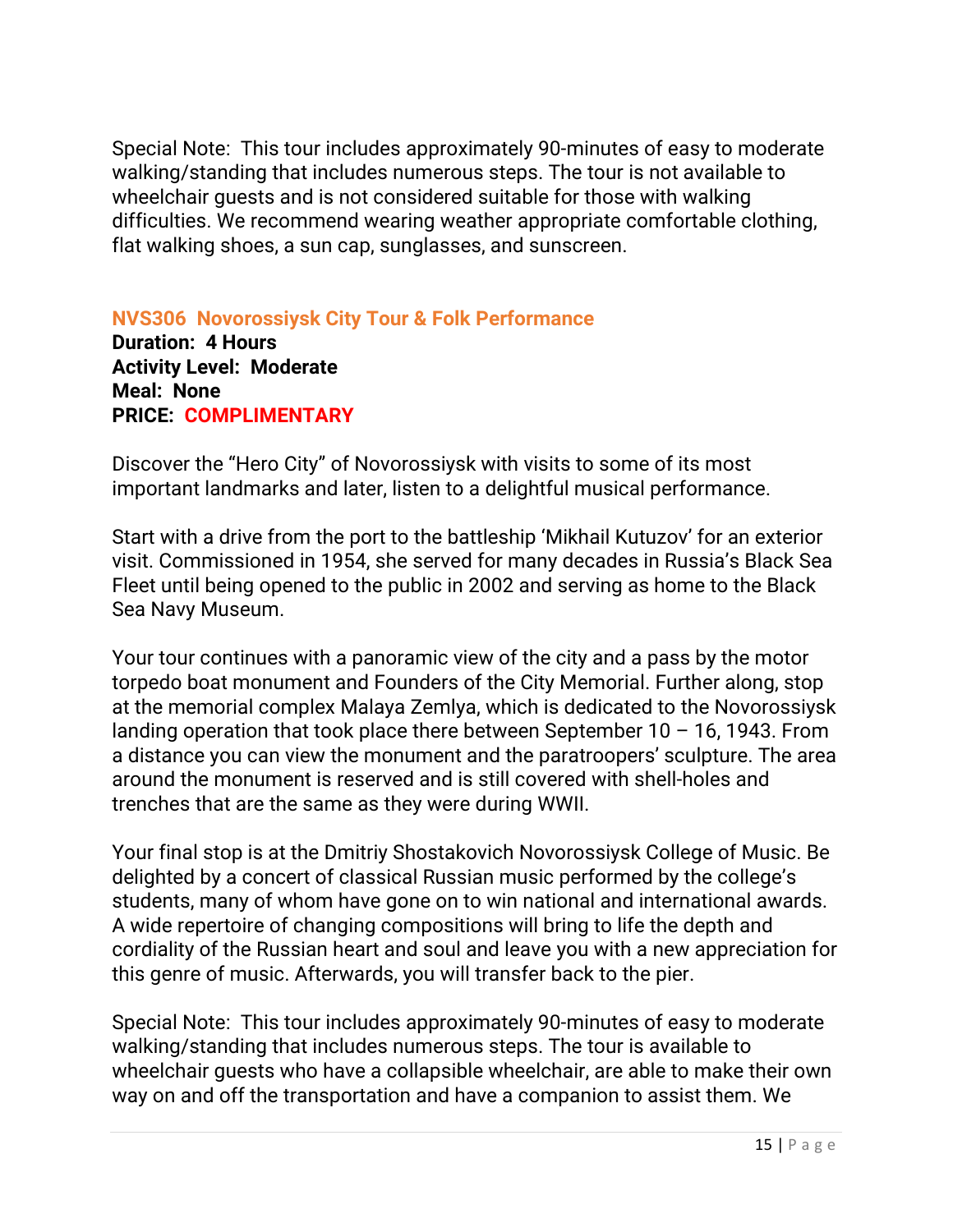Special Note: This tour includes approximately 90-minutes of easy to moderate walking/standing that includes numerous steps. The tour is not available to wheelchair guests and is not considered suitable for those with walking difficulties. We recommend wearing weather appropriate comfortable clothing, flat walking shoes, a sun cap, sunglasses, and sunscreen.

### NVS306 Novorossiysk City Tour & Folk Performance

**Duration: 4 Hours**
**Activity Level: Moderate**
**Meal: None**
**PRICE: COMPLIMENTARY**

Discover the "Hero City" of Novorossiysk with visits to some of its most important landmarks and later, listen to a delightful musical performance.

Start with a drive from the port to the battleship 'Mikhail Kutuzov' for an exterior visit. Commissioned in 1954, she served for many decades in Russia's Black Sea Fleet until being opened to the public in 2002 and serving as home to the Black Sea Navy Museum.

Your tour continues with a panoramic view of the city and a pass by the motor torpedo boat monument and Founders of the City Memorial. Further along, stop at the memorial complex Malaya Zemlya, which is dedicated to the Novorossiysk landing operation that took place there between September 10 – 16, 1943. From a distance you can view the monument and the paratroopers' sculpture. The area around the monument is reserved and is still covered with shell-holes and trenches that are the same as they were during WWII.

Your final stop is at the Dmitriy Shostakovich Novorossiysk College of Music. Be delighted by a concert of classical Russian music performed by the college's students, many of whom have gone on to win national and international awards. A wide repertoire of changing compositions will bring to life the depth and cordiality of the Russian heart and soul and leave you with a new appreciation for this genre of music. Afterwards, you will transfer back to the pier.

Special Note: This tour includes approximately 90-minutes of easy to moderate walking/standing that includes numerous steps. The tour is available to wheelchair guests who have a collapsible wheelchair, are able to make their own way on and off the transportation and have a companion to assist them. We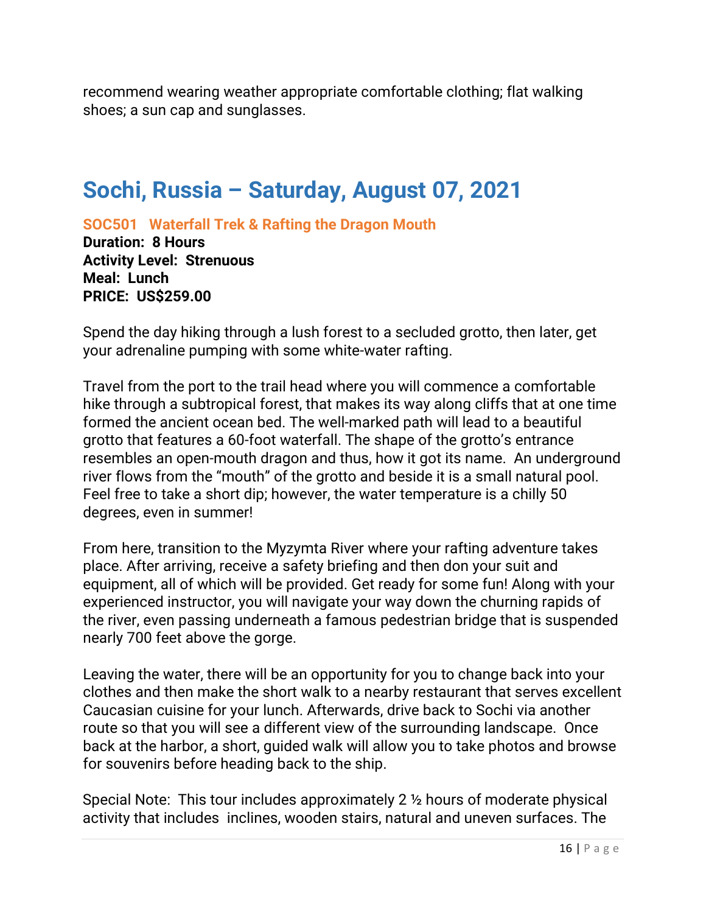recommend wearing weather appropriate comfortable clothing; flat walking shoes; a sun cap and sunglasses.

## Sochi, Russia – Saturday, August 07, 2021

### SOC501 Waterfall Trek & Rafting the Dragon Mouth

**Duration: 8 Hours**
**Activity Level: Strenuous**
**Meal: Lunch**
**PRICE: US$259.00**

Spend the day hiking through a lush forest to a secluded grotto, then later, get your adrenaline pumping with some white-water rafting.

Travel from the port to the trail head where you will commence a comfortable hike through a subtropical forest, that makes its way along cliffs that at one time formed the ancient ocean bed. The well-marked path will lead to a beautiful grotto that features a 60-foot waterfall. The shape of the grotto's entrance resembles an open-mouth dragon and thus, how it got its name. An underground river flows from the "mouth" of the grotto and beside it is a small natural pool. Feel free to take a short dip; however, the water temperature is a chilly 50 degrees, even in summer!

From here, transition to the Myzymta River where your rafting adventure takes place. After arriving, receive a safety briefing and then don your suit and equipment, all of which will be provided. Get ready for some fun! Along with your experienced instructor, you will navigate your way down the churning rapids of the river, even passing underneath a famous pedestrian bridge that is suspended nearly 700 feet above the gorge.

Leaving the water, there will be an opportunity for you to change back into your clothes and then make the short walk to a nearby restaurant that serves excellent Caucasian cuisine for your lunch. Afterwards, drive back to Sochi via another route so that you will see a different view of the surrounding landscape. Once back at the harbor, a short, guided walk will allow you to take photos and browse for souvenirs before heading back to the ship.

Special Note: This tour includes approximately 2 ½ hours of moderate physical activity that includes inclines, wooden stairs, natural and uneven surfaces. The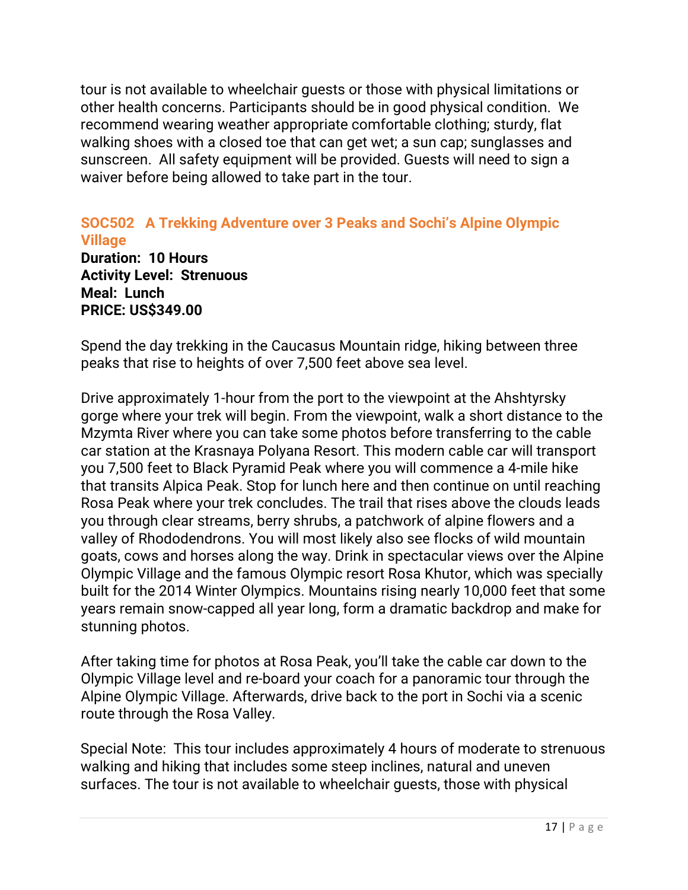tour is not available to wheelchair guests or those with physical limitations or other health concerns. Participants should be in good physical condition. We recommend wearing weather appropriate comfortable clothing; sturdy, flat walking shoes with a closed toe that can get wet; a sun cap; sunglasses and sunscreen. All safety equipment will be provided. Guests will need to sign a waiver before being allowed to take part in the tour.

### SOC502 A Trekking Adventure over 3 Peaks and Sochi's Alpine Olympic Village

**Duration: 10 Hours**
**Activity Level: Strenuous**
**Meal: Lunch**
**PRICE: US$349.00**

Spend the day trekking in the Caucasus Mountain ridge, hiking between three peaks that rise to heights of over 7,500 feet above sea level.

Drive approximately 1-hour from the port to the viewpoint at the Ahshtyrsky gorge where your trek will begin. From the viewpoint, walk a short distance to the Mzymta River where you can take some photos before transferring to the cable car station at the Krasnaya Polyana Resort. This modern cable car will transport you 7,500 feet to Black Pyramid Peak where you will commence a 4-mile hike that transits Alpica Peak. Stop for lunch here and then continue on until reaching Rosa Peak where your trek concludes. The trail that rises above the clouds leads you through clear streams, berry shrubs, a patchwork of alpine flowers and a valley of Rhododendrons. You will most likely also see flocks of wild mountain goats, cows and horses along the way. Drink in spectacular views over the Alpine Olympic Village and the famous Olympic resort Rosa Khutor, which was specially built for the 2014 Winter Olympics. Mountains rising nearly 10,000 feet that some years remain snow-capped all year long, form a dramatic backdrop and make for stunning photos.

After taking time for photos at Rosa Peak, you'll take the cable car down to the Olympic Village level and re-board your coach for a panoramic tour through the Alpine Olympic Village. Afterwards, drive back to the port in Sochi via a scenic route through the Rosa Valley.

Special Note: This tour includes approximately 4 hours of moderate to strenuous walking and hiking that includes some steep inclines, natural and uneven surfaces. The tour is not available to wheelchair guests, those with physical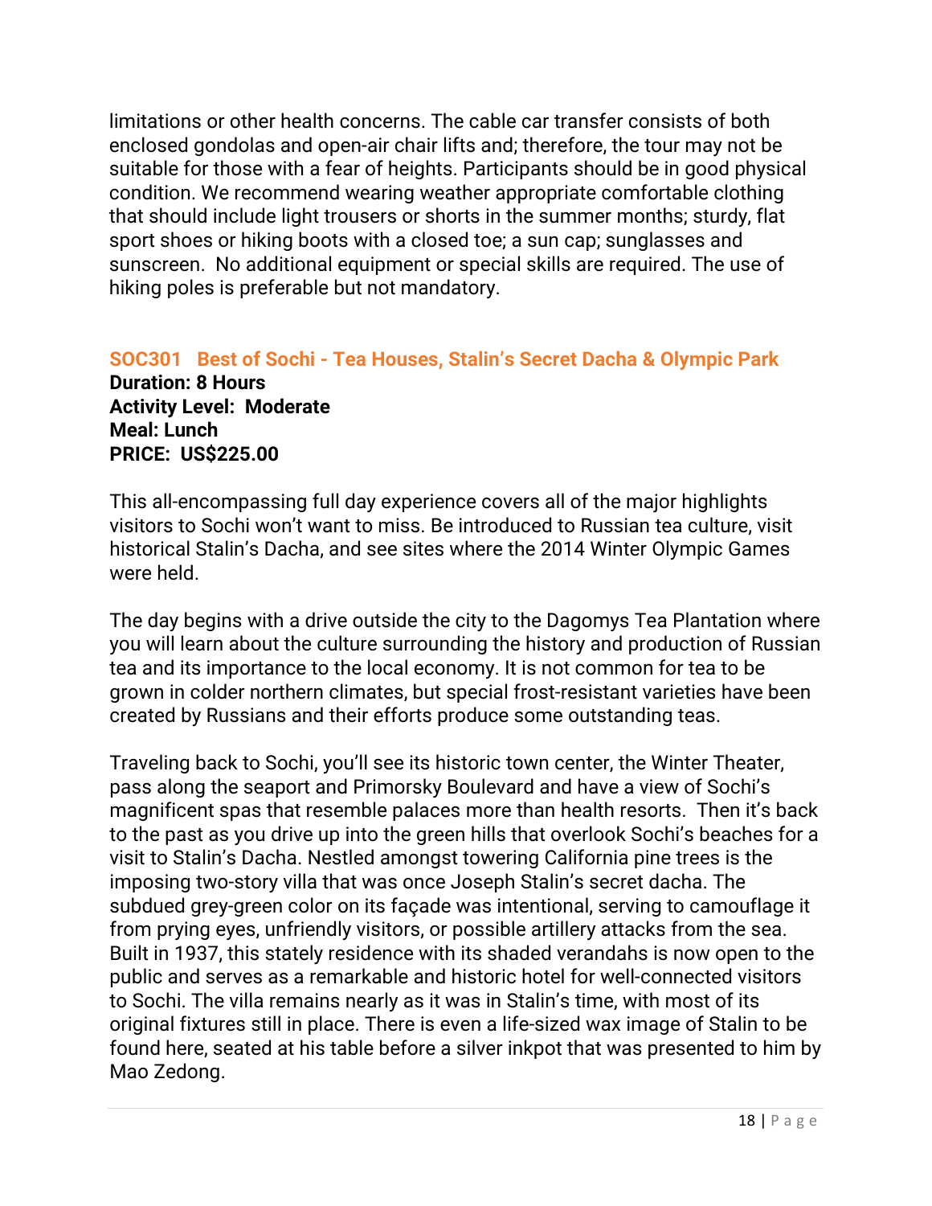limitations or other health concerns. The cable car transfer consists of both enclosed gondolas and open-air chair lifts and; therefore, the tour may not be suitable for those with a fear of heights. Participants should be in good physical condition. We recommend wearing weather appropriate comfortable clothing that should include light trousers or shorts in the summer months; sturdy, flat sport shoes or hiking boots with a closed toe; a sun cap; sunglasses and sunscreen.  No additional equipment or special skills are required. The use of hiking poles is preferable but not mandatory.

### SOC301   Best of Sochi - Tea Houses, Stalin's Secret Dacha & Olympic Park

**Duration: 8 Hours**
**Activity Level:  Moderate**
**Meal: Lunch**
**PRICE:  US$225.00**

This all-encompassing full day experience covers all of the major highlights visitors to Sochi won't want to miss. Be introduced to Russian tea culture, visit historical Stalin's Dacha, and see sites where the 2014 Winter Olympic Games were held.

The day begins with a drive outside the city to the Dagomys Tea Plantation where you will learn about the culture surrounding the history and production of Russian tea and its importance to the local economy. It is not common for tea to be grown in colder northern climates, but special frost-resistant varieties have been created by Russians and their efforts produce some outstanding teas.

Traveling back to Sochi, you'll see its historic town center, the Winter Theater, pass along the seaport and Primorsky Boulevard and have a view of Sochi's magnificent spas that resemble palaces more than health resorts.  Then it's back to the past as you drive up into the green hills that overlook Sochi's beaches for a visit to Stalin's Dacha. Nestled amongst towering California pine trees is the imposing two-story villa that was once Joseph Stalin's secret dacha. The subdued grey-green color on its façade was intentional, serving to camouflage it from prying eyes, unfriendly visitors, or possible artillery attacks from the sea. Built in 1937, this stately residence with its shaded verandahs is now open to the public and serves as a remarkable and historic hotel for well-connected visitors to Sochi. The villa remains nearly as it was in Stalin's time, with most of its original fixtures still in place. There is even a life-sized wax image of Stalin to be found here, seated at his table before a silver inkpot that was presented to him by Mao Zedong.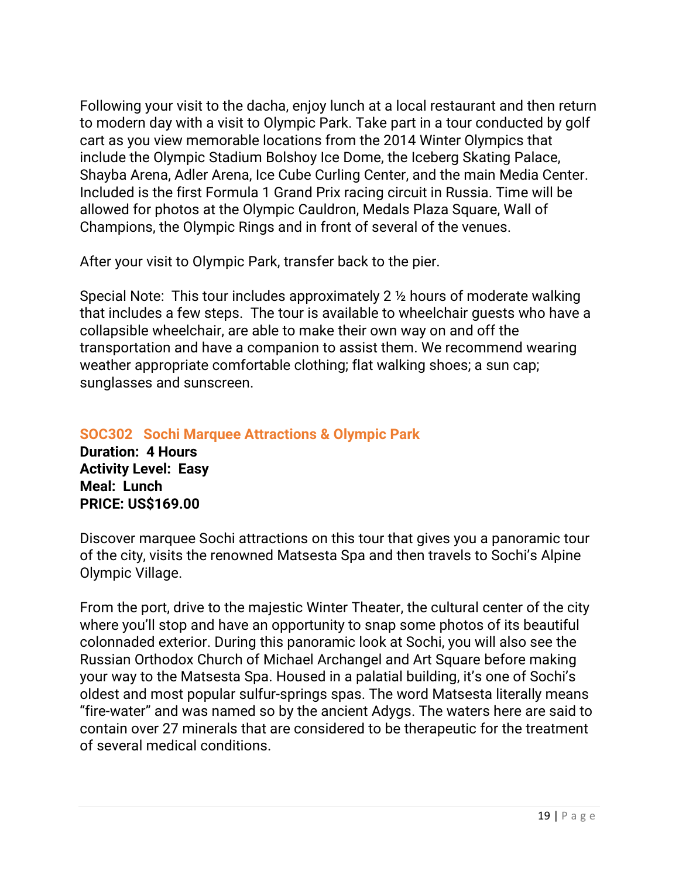Following your visit to the dacha, enjoy lunch at a local restaurant and then return to modern day with a visit to Olympic Park. Take part in a tour conducted by golf cart as you view memorable locations from the 2014 Winter Olympics that include the Olympic Stadium Bolshoy Ice Dome, the Iceberg Skating Palace, Shayba Arena, Adler Arena, Ice Cube Curling Center, and the main Media Center. Included is the first Formula 1 Grand Prix racing circuit in Russia. Time will be allowed for photos at the Olympic Cauldron, Medals Plaza Square, Wall of Champions, the Olympic Rings and in front of several of the venues.

After your visit to Olympic Park, transfer back to the pier.

Special Note: This tour includes approximately 2 ½ hours of moderate walking that includes a few steps. The tour is available to wheelchair guests who have a collapsible wheelchair, are able to make their own way on and off the transportation and have a companion to assist them. We recommend wearing weather appropriate comfortable clothing; flat walking shoes; a sun cap; sunglasses and sunscreen.

### SOC302 Sochi Marquee Attractions & Olympic Park

**Duration: 4 Hours**
**Activity Level: Easy**
**Meal: Lunch**
**PRICE: US$169.00**

Discover marquee Sochi attractions on this tour that gives you a panoramic tour of the city, visits the renowned Matsesta Spa and then travels to Sochi's Alpine Olympic Village.

From the port, drive to the majestic Winter Theater, the cultural center of the city where you'll stop and have an opportunity to snap some photos of its beautiful colonnaded exterior. During this panoramic look at Sochi, you will also see the Russian Orthodox Church of Michael Archangel and Art Square before making your way to the Matsesta Spa. Housed in a palatial building, it's one of Sochi's oldest and most popular sulfur-springs spas. The word Matsesta literally means "fire-water" and was named so by the ancient Adygs. The waters here are said to contain over 27 minerals that are considered to be therapeutic for the treatment of several medical conditions.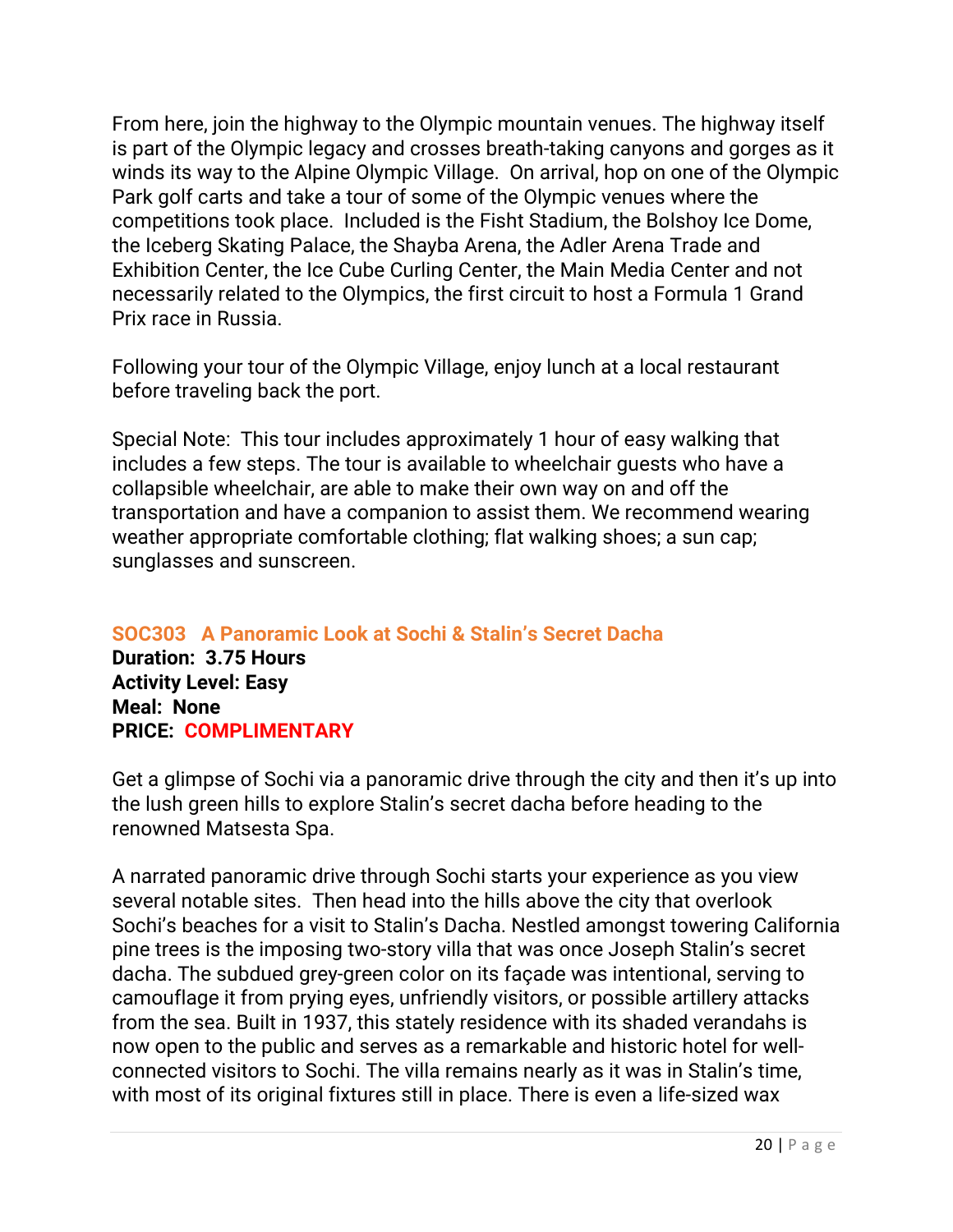From here, join the highway to the Olympic mountain venues. The highway itself is part of the Olympic legacy and crosses breath-taking canyons and gorges as it winds its way to the Alpine Olympic Village.  On arrival, hop on one of the Olympic Park golf carts and take a tour of some of the Olympic venues where the competitions took place.  Included is the Fisht Stadium, the Bolshoy Ice Dome, the Iceberg Skating Palace, the Shayba Arena, the Adler Arena Trade and Exhibition Center, the Ice Cube Curling Center, the Main Media Center and not necessarily related to the Olympics, the first circuit to host a Formula 1 Grand Prix race in Russia.

Following your tour of the Olympic Village, enjoy lunch at a local restaurant before traveling back the port.

Special Note:  This tour includes approximately 1 hour of easy walking that includes a few steps. The tour is available to wheelchair guests who have a collapsible wheelchair, are able to make their own way on and off the transportation and have a companion to assist them. We recommend wearing weather appropriate comfortable clothing; flat walking shoes; a sun cap; sunglasses and sunscreen.

### SOC303   A Panoramic Look at Sochi & Stalin's Secret Dacha

**Duration:  3.75 Hours**
**Activity Level: Easy**
**Meal:  None**
**PRICE:  COMPLIMENTARY**

Get a glimpse of Sochi via a panoramic drive through the city and then it's up into the lush green hills to explore Stalin's secret dacha before heading to the renowned Matsesta Spa.

A narrated panoramic drive through Sochi starts your experience as you view several notable sites.  Then head into the hills above the city that overlook Sochi's beaches for a visit to Stalin's Dacha. Nestled amongst towering California pine trees is the imposing two-story villa that was once Joseph Stalin's secret dacha. The subdued grey-green color on its façade was intentional, serving to camouflage it from prying eyes, unfriendly visitors, or possible artillery attacks from the sea. Built in 1937, this stately residence with its shaded verandahs is now open to the public and serves as a remarkable and historic hotel for well-connected visitors to Sochi. The villa remains nearly as it was in Stalin's time, with most of its original fixtures still in place. There is even a life-sized wax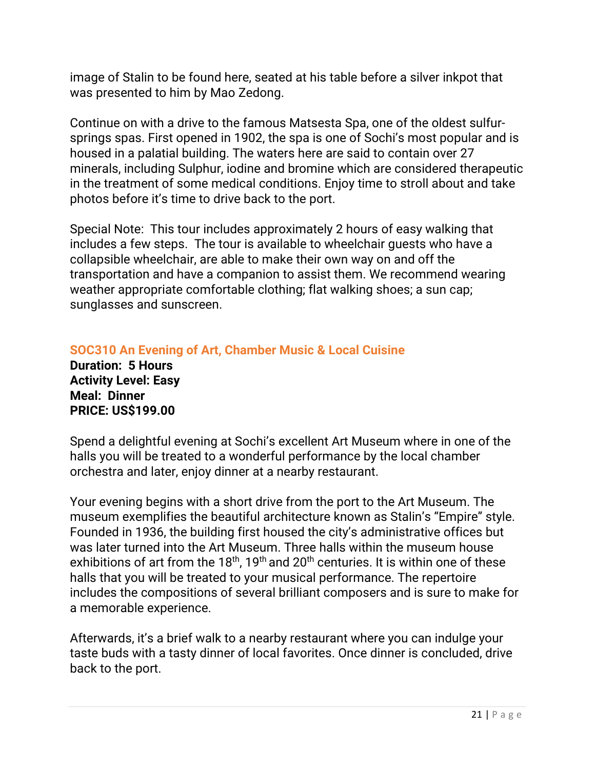image of Stalin to be found here, seated at his table before a silver inkpot that was presented to him by Mao Zedong.

Continue on with a drive to the famous Matsesta Spa, one of the oldest sulfur-springs spas. First opened in 1902, the spa is one of Sochi's most popular and is housed in a palatial building. The waters here are said to contain over 27 minerals, including Sulphur, iodine and bromine which are considered therapeutic in the treatment of some medical conditions. Enjoy time to stroll about and take photos before it's time to drive back to the port.

Special Note: This tour includes approximately 2 hours of easy walking that includes a few steps. The tour is available to wheelchair guests who have a collapsible wheelchair, are able to make their own way on and off the transportation and have a companion to assist them. We recommend wearing weather appropriate comfortable clothing; flat walking shoes; a sun cap; sunglasses and sunscreen.

### SOC310 An Evening of Art, Chamber Music & Local Cuisine

**Duration: 5 Hours**
**Activity Level: Easy**
**Meal: Dinner**
**PRICE: US$199.00**

Spend a delightful evening at Sochi's excellent Art Museum where in one of the halls you will be treated to a wonderful performance by the local chamber orchestra and later, enjoy dinner at a nearby restaurant.

Your evening begins with a short drive from the port to the Art Museum. The museum exemplifies the beautiful architecture known as Stalin's "Empire" style. Founded in 1936, the building first housed the city's administrative offices but was later turned into the Art Museum. Three halls within the museum house exhibitions of art from the 18th, 19th and 20th centuries. It is within one of these halls that you will be treated to your musical performance. The repertoire includes the compositions of several brilliant composers and is sure to make for a memorable experience.

Afterwards, it's a brief walk to a nearby restaurant where you can indulge your taste buds with a tasty dinner of local favorites. Once dinner is concluded, drive back to the port.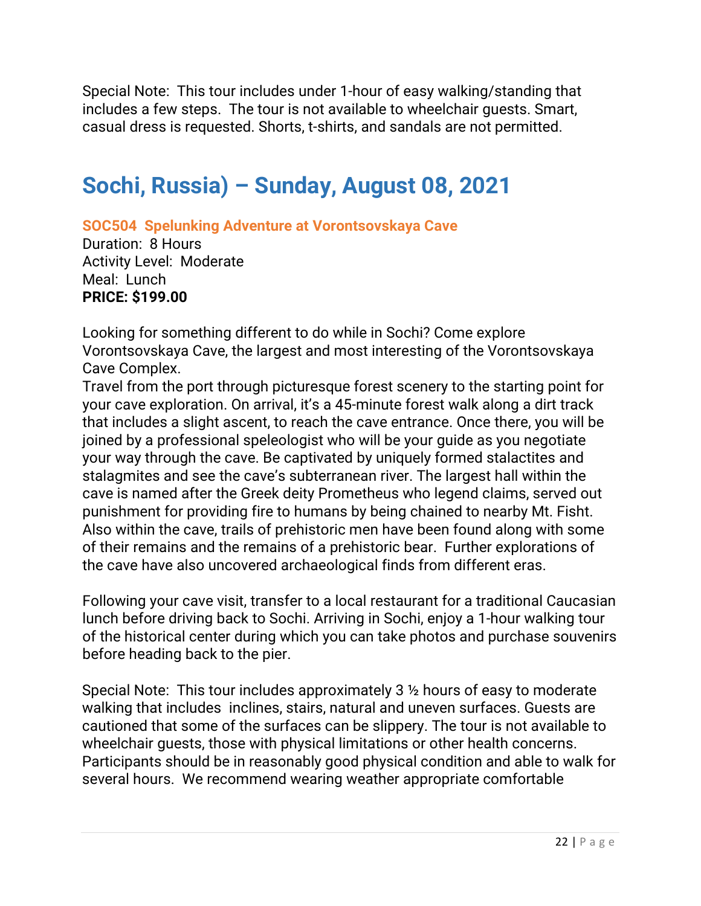Special Note: This tour includes under 1-hour of easy walking/standing that includes a few steps. The tour is not available to wheelchair guests. Smart, casual dress is requested. Shorts, t-shirts, and sandals are not permitted.

# Sochi, Russia) – Sunday, August 08, 2021

### SOC504 Spelunking Adventure at Vorontsovskaya Cave

Duration: 8 Hours
Activity Level: Moderate
Meal: Lunch
**PRICE: $199.00**

Looking for something different to do while in Sochi? Come explore Vorontsovskaya Cave, the largest and most interesting of the Vorontsovskaya Cave Complex.
Travel from the port through picturesque forest scenery to the starting point for your cave exploration. On arrival, it's a 45-minute forest walk along a dirt track that includes a slight ascent, to reach the cave entrance. Once there, you will be joined by a professional speleologist who will be your guide as you negotiate your way through the cave. Be captivated by uniquely formed stalactites and stalagmites and see the cave's subterranean river. The largest hall within the cave is named after the Greek deity Prometheus who legend claims, served out punishment for providing fire to humans by being chained to nearby Mt. Fisht. Also within the cave, trails of prehistoric men have been found along with some of their remains and the remains of a prehistoric bear. Further explorations of the cave have also uncovered archaeological finds from different eras.

Following your cave visit, transfer to a local restaurant for a traditional Caucasian lunch before driving back to Sochi. Arriving in Sochi, enjoy a 1-hour walking tour of the historical center during which you can take photos and purchase souvenirs before heading back to the pier.

Special Note: This tour includes approximately 3 ½ hours of easy to moderate walking that includes inclines, stairs, natural and uneven surfaces. Guests are cautioned that some of the surfaces can be slippery. The tour is not available to wheelchair guests, those with physical limitations or other health concerns. Participants should be in reasonably good physical condition and able to walk for several hours. We recommend wearing weather appropriate comfortable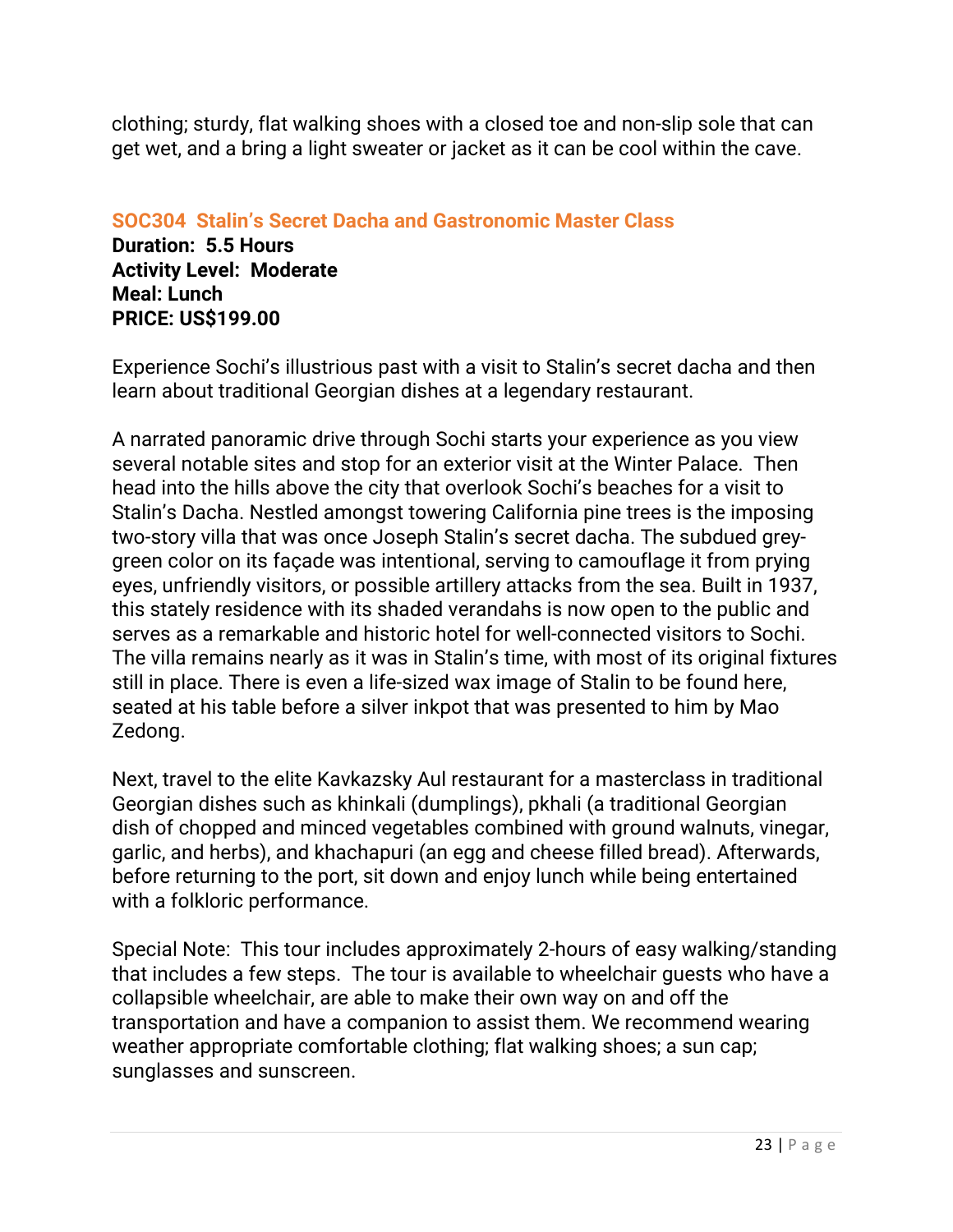clothing; sturdy, flat walking shoes with a closed toe and non-slip sole that can get wet, and a bring a light sweater or jacket as it can be cool within the cave.

## SOC304 Stalin's Secret Dacha and Gastronomic Master Class

**Duration: 5.5 Hours**
**Activity Level: Moderate**
**Meal: Lunch**
**PRICE: US$199.00**

Experience Sochi's illustrious past with a visit to Stalin's secret dacha and then learn about traditional Georgian dishes at a legendary restaurant.

A narrated panoramic drive through Sochi starts your experience as you view several notable sites and stop for an exterior visit at the Winter Palace. Then head into the hills above the city that overlook Sochi's beaches for a visit to Stalin's Dacha. Nestled amongst towering California pine trees is the imposing two-story villa that was once Joseph Stalin's secret dacha. The subdued grey-green color on its façade was intentional, serving to camouflage it from prying eyes, unfriendly visitors, or possible artillery attacks from the sea. Built in 1937, this stately residence with its shaded verandahs is now open to the public and serves as a remarkable and historic hotel for well-connected visitors to Sochi. The villa remains nearly as it was in Stalin's time, with most of its original fixtures still in place. There is even a life-sized wax image of Stalin to be found here, seated at his table before a silver inkpot that was presented to him by Mao Zedong.

Next, travel to the elite Kavkazsky Aul restaurant for a masterclass in traditional Georgian dishes such as khinkali (dumplings), pkhali (a traditional Georgian dish of chopped and minced vegetables combined with ground walnuts, vinegar, garlic, and herbs), and khachapuri (an egg and cheese filled bread). Afterwards, before returning to the port, sit down and enjoy lunch while being entertained with a folkloric performance.

Special Note: This tour includes approximately 2-hours of easy walking/standing that includes a few steps. The tour is available to wheelchair guests who have a collapsible wheelchair, are able to make their own way on and off the transportation and have a companion to assist them. We recommend wearing weather appropriate comfortable clothing; flat walking shoes; a sun cap; sunglasses and sunscreen.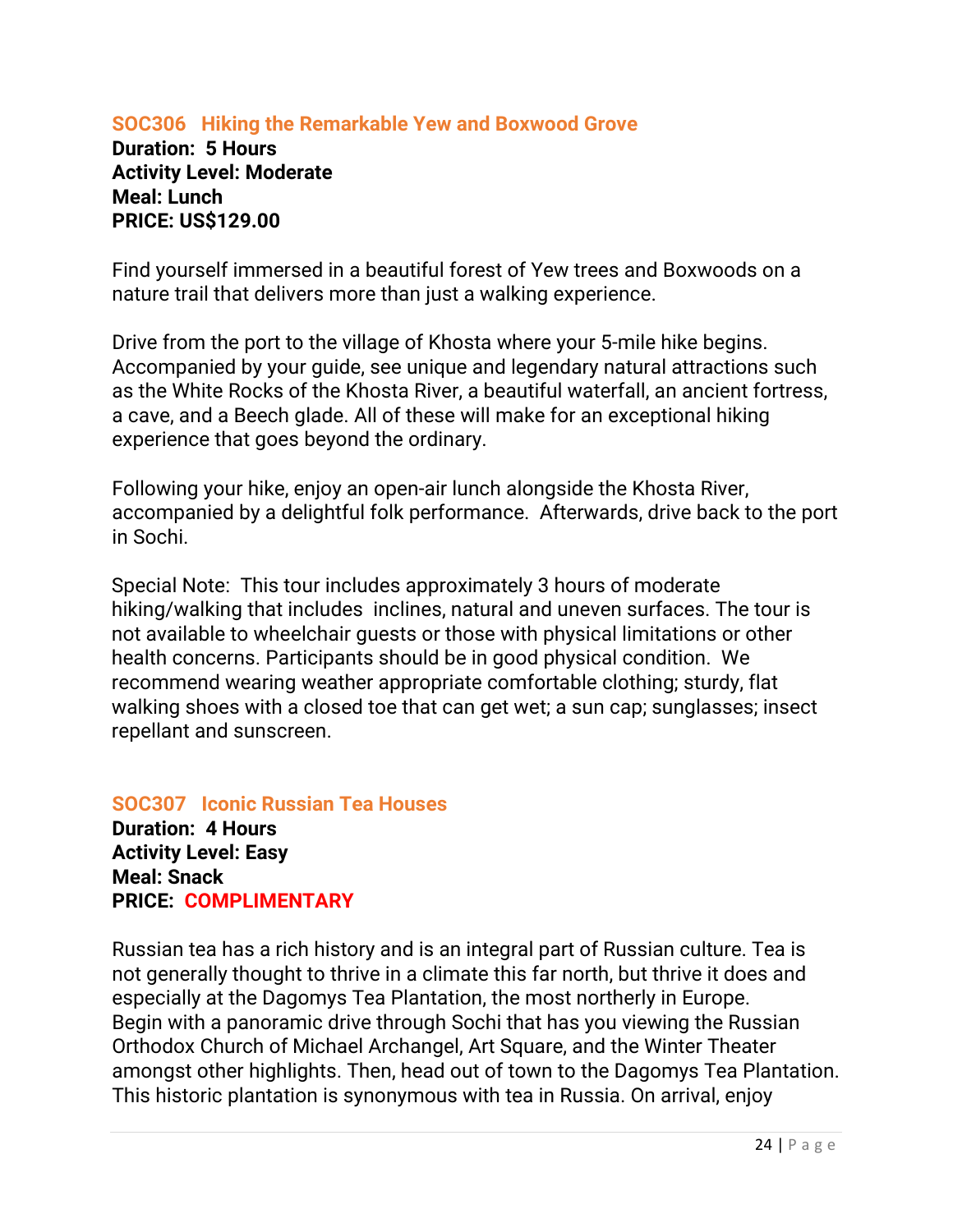### SOC306 Hiking the Remarkable Yew and Boxwood Grove

**Duration: 5 Hours**
**Activity Level: Moderate**
**Meal: Lunch**
**PRICE: US$129.00**

Find yourself immersed in a beautiful forest of Yew trees and Boxwoods on a nature trail that delivers more than just a walking experience.

Drive from the port to the village of Khosta where your 5-mile hike begins. Accompanied by your guide, see unique and legendary natural attractions such as the White Rocks of the Khosta River, a beautiful waterfall, an ancient fortress, a cave, and a Beech glade. All of these will make for an exceptional hiking experience that goes beyond the ordinary.

Following your hike, enjoy an open-air lunch alongside the Khosta River, accompanied by a delightful folk performance. Afterwards, drive back to the port in Sochi.

Special Note: This tour includes approximately 3 hours of moderate hiking/walking that includes inclines, natural and uneven surfaces. The tour is not available to wheelchair guests or those with physical limitations or other health concerns. Participants should be in good physical condition. We recommend wearing weather appropriate comfortable clothing; sturdy, flat walking shoes with a closed toe that can get wet; a sun cap; sunglasses; insect repellant and sunscreen.

### SOC307 Iconic Russian Tea Houses

**Duration: 4 Hours**
**Activity Level: Easy**
**Meal: Snack**
**PRICE: COMPLIMENTARY**

Russian tea has a rich history and is an integral part of Russian culture. Tea is not generally thought to thrive in a climate this far north, but thrive it does and especially at the Dagomys Tea Plantation, the most northerly in Europe.
Begin with a panoramic drive through Sochi that has you viewing the Russian Orthodox Church of Michael Archangel, Art Square, and the Winter Theater amongst other highlights. Then, head out of town to the Dagomys Tea Plantation. This historic plantation is synonymous with tea in Russia. On arrival, enjoy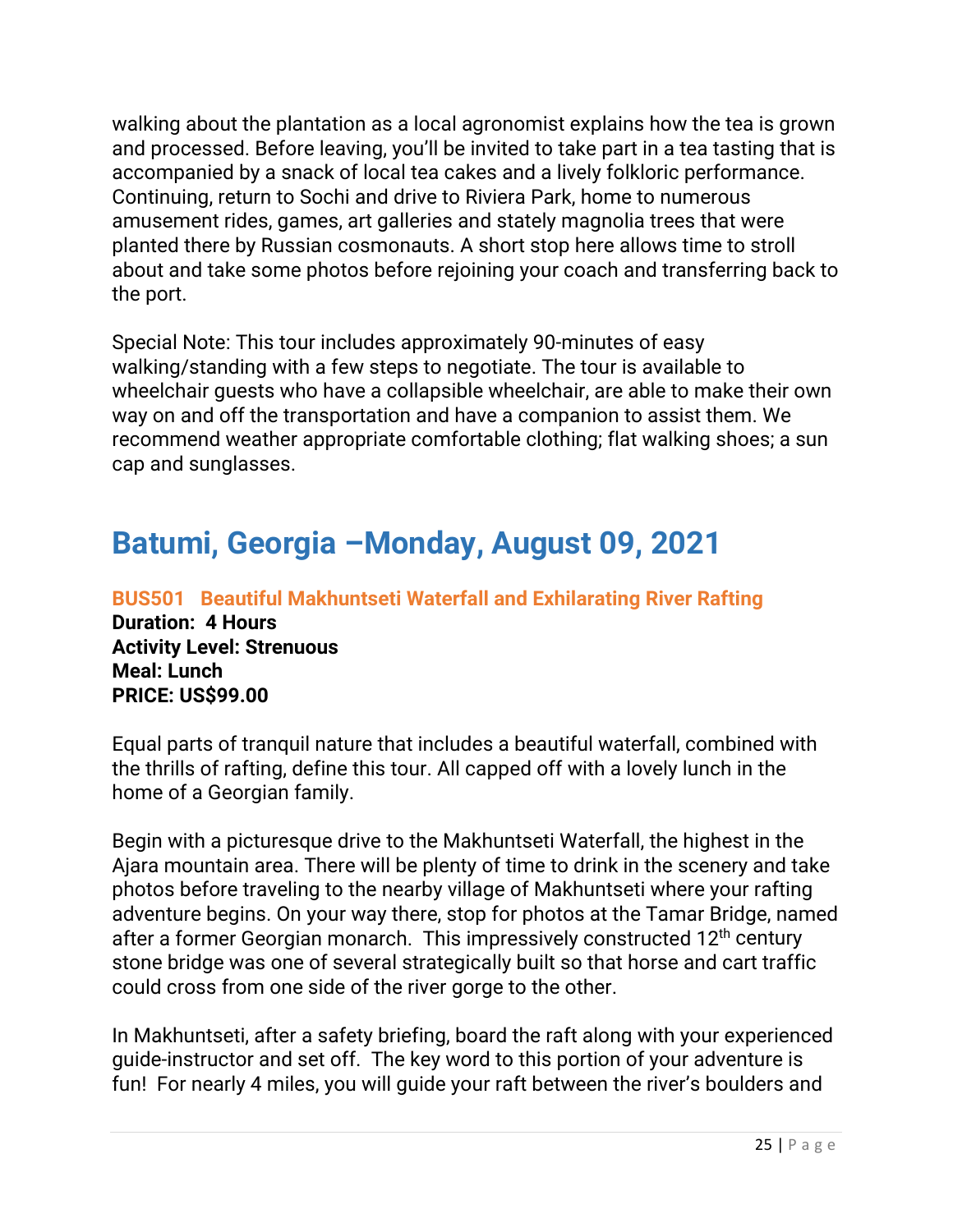walking about the plantation as a local agronomist explains how the tea is grown and processed. Before leaving, you'll be invited to take part in a tea tasting that is accompanied by a snack of local tea cakes and a lively folkloric performance. Continuing, return to Sochi and drive to Riviera Park, home to numerous amusement rides, games, art galleries and stately magnolia trees that were planted there by Russian cosmonauts. A short stop here allows time to stroll about and take some photos before rejoining your coach and transferring back to the port.

Special Note: This tour includes approximately 90-minutes of easy walking/standing with a few steps to negotiate. The tour is available to wheelchair guests who have a collapsible wheelchair, are able to make their own way on and off the transportation and have a companion to assist them. We recommend weather appropriate comfortable clothing; flat walking shoes; a sun cap and sunglasses.

# Batumi, Georgia –Monday, August 09, 2021

### BUS501 Beautiful Makhuntseti Waterfall and Exhilarating River Rafting

**Duration: 4 Hours**
**Activity Level: Strenuous**
**Meal: Lunch**
**PRICE: US$99.00**

Equal parts of tranquil nature that includes a beautiful waterfall, combined with the thrills of rafting, define this tour. All capped off with a lovely lunch in the home of a Georgian family.

Begin with a picturesque drive to the Makhuntseti Waterfall, the highest in the Ajara mountain area. There will be plenty of time to drink in the scenery and take photos before traveling to the nearby village of Makhuntseti where your rafting adventure begins. On your way there, stop for photos at the Tamar Bridge, named after a former Georgian monarch. This impressively constructed 12th century stone bridge was one of several strategically built so that horse and cart traffic could cross from one side of the river gorge to the other.

In Makhuntseti, after a safety briefing, board the raft along with your experienced guide-instructor and set off. The key word to this portion of your adventure is fun! For nearly 4 miles, you will guide your raft between the river's boulders and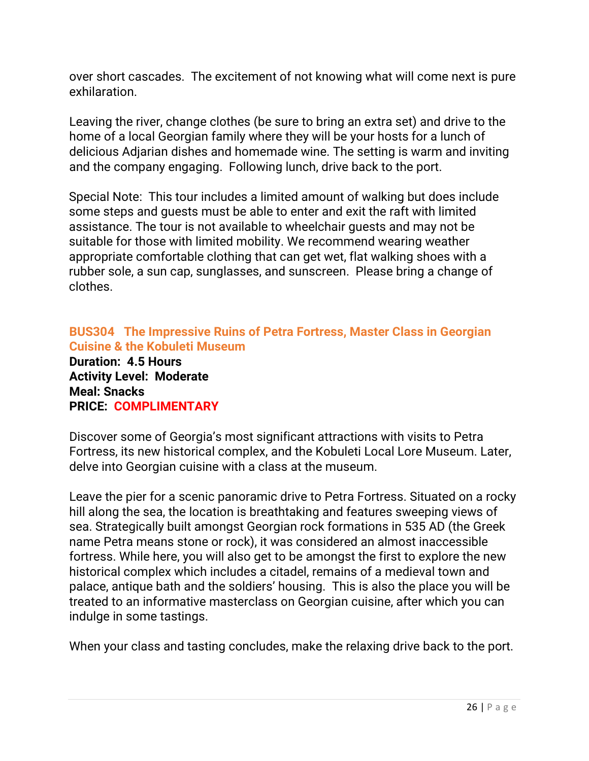over short cascades.  The excitement of not knowing what will come next is pure exhilaration.

Leaving the river, change clothes (be sure to bring an extra set) and drive to the home of a local Georgian family where they will be your hosts for a lunch of delicious Adjarian dishes and homemade wine. The setting is warm and inviting and the company engaging.  Following lunch, drive back to the port.

Special Note:  This tour includes a limited amount of walking but does include some steps and guests must be able to enter and exit the raft with limited assistance. The tour is not available to wheelchair guests and may not be suitable for those with limited mobility. We recommend wearing weather appropriate comfortable clothing that can get wet, flat walking shoes with a rubber sole, a sun cap, sunglasses, and sunscreen.  Please bring a change of clothes.

### BUS304   The Impressive Ruins of Petra Fortress, Master Class in Georgian Cuisine & the Kobuleti Museum

**Duration:  4.5 Hours**
**Activity Level:  Moderate**
**Meal: Snacks**
**PRICE:  COMPLIMENTARY**

Discover some of Georgia's most significant attractions with visits to Petra Fortress, its new historical complex, and the Kobuleti Local Lore Museum. Later, delve into Georgian cuisine with a class at the museum.

Leave the pier for a scenic panoramic drive to Petra Fortress. Situated on a rocky hill along the sea, the location is breathtaking and features sweeping views of sea. Strategically built amongst Georgian rock formations in 535 AD (the Greek name Petra means stone or rock), it was considered an almost inaccessible fortress. While here, you will also get to be amongst the first to explore the new historical complex which includes a citadel, remains of a medieval town and palace, antique bath and the soldiers' housing.  This is also the place you will be treated to an informative masterclass on Georgian cuisine, after which you can indulge in some tastings.

When your class and tasting concludes, make the relaxing drive back to the port.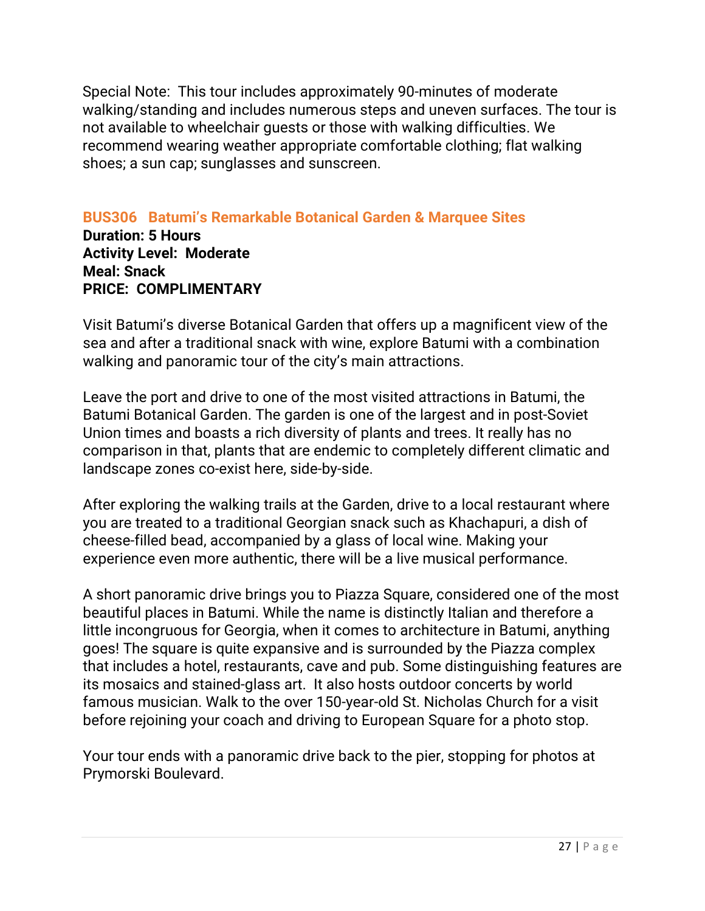Special Note: This tour includes approximately 90-minutes of moderate walking/standing and includes numerous steps and uneven surfaces. The tour is not available to wheelchair guests or those with walking difficulties. We recommend wearing weather appropriate comfortable clothing; flat walking shoes; a sun cap; sunglasses and sunscreen.

### BUS306 Batumi's Remarkable Botanical Garden & Marquee Sites

**Duration: 5 Hours**
**Activity Level: Moderate**
**Meal: Snack**
**PRICE: COMPLIMENTARY**

Visit Batumi's diverse Botanical Garden that offers up a magnificent view of the sea and after a traditional snack with wine, explore Batumi with a combination walking and panoramic tour of the city's main attractions.

Leave the port and drive to one of the most visited attractions in Batumi, the Batumi Botanical Garden. The garden is one of the largest and in post-Soviet Union times and boasts a rich diversity of plants and trees. It really has no comparison in that, plants that are endemic to completely different climatic and landscape zones co-exist here, side-by-side.

After exploring the walking trails at the Garden, drive to a local restaurant where you are treated to a traditional Georgian snack such as Khachapuri, a dish of cheese-filled bead, accompanied by a glass of local wine. Making your experience even more authentic, there will be a live musical performance.

A short panoramic drive brings you to Piazza Square, considered one of the most beautiful places in Batumi. While the name is distinctly Italian and therefore a little incongruous for Georgia, when it comes to architecture in Batumi, anything goes! The square is quite expansive and is surrounded by the Piazza complex that includes a hotel, restaurants, cave and pub. Some distinguishing features are its mosaics and stained-glass art. It also hosts outdoor concerts by world famous musician. Walk to the over 150-year-old St. Nicholas Church for a visit before rejoining your coach and driving to European Square for a photo stop.

Your tour ends with a panoramic drive back to the pier, stopping for photos at Prymorski Boulevard.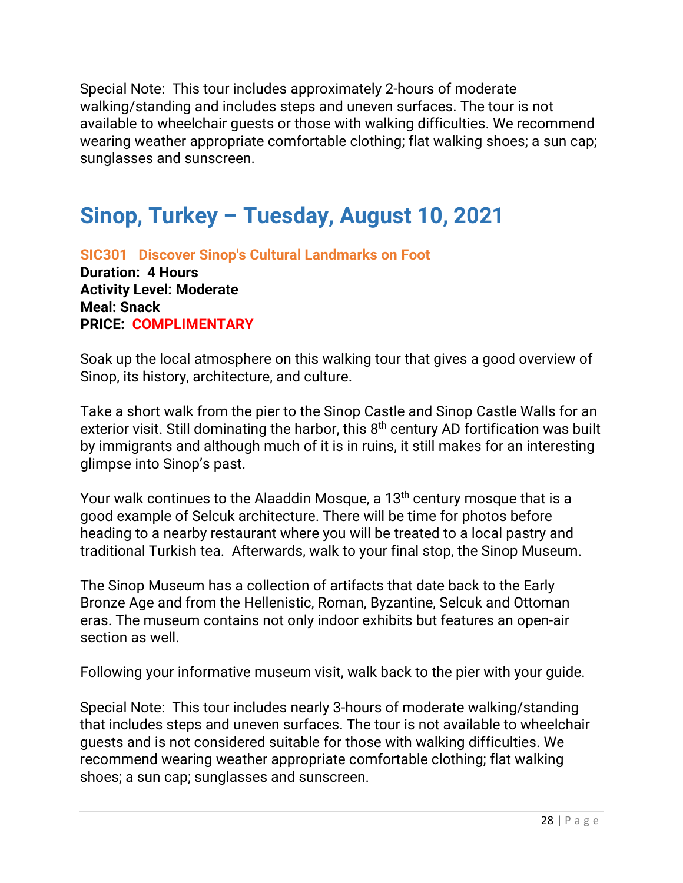Special Note: This tour includes approximately 2-hours of moderate walking/standing and includes steps and uneven surfaces. The tour is not available to wheelchair guests or those with walking difficulties. We recommend wearing weather appropriate comfortable clothing; flat walking shoes; a sun cap; sunglasses and sunscreen.

# Sinop, Turkey – Tuesday, August 10, 2021

### SIC301 Discover Sinop's Cultural Landmarks on Foot

**Duration: 4 Hours**
**Activity Level: Moderate**
**Meal: Snack**
**PRICE: COMPLIMENTARY**

Soak up the local atmosphere on this walking tour that gives a good overview of Sinop, its history, architecture, and culture.

Take a short walk from the pier to the Sinop Castle and Sinop Castle Walls for an exterior visit. Still dominating the harbor, this 8th century AD fortification was built by immigrants and although much of it is in ruins, it still makes for an interesting glimpse into Sinop's past.

Your walk continues to the Alaaddin Mosque, a 13th century mosque that is a good example of Selcuk architecture. There will be time for photos before heading to a nearby restaurant where you will be treated to a local pastry and traditional Turkish tea. Afterwards, walk to your final stop, the Sinop Museum.

The Sinop Museum has a collection of artifacts that date back to the Early Bronze Age and from the Hellenistic, Roman, Byzantine, Selcuk and Ottoman eras. The museum contains not only indoor exhibits but features an open-air section as well.

Following your informative museum visit, walk back to the pier with your guide.

Special Note: This tour includes nearly 3-hours of moderate walking/standing that includes steps and uneven surfaces. The tour is not available to wheelchair guests and is not considered suitable for those with walking difficulties. We recommend wearing weather appropriate comfortable clothing; flat walking shoes; a sun cap; sunglasses and sunscreen.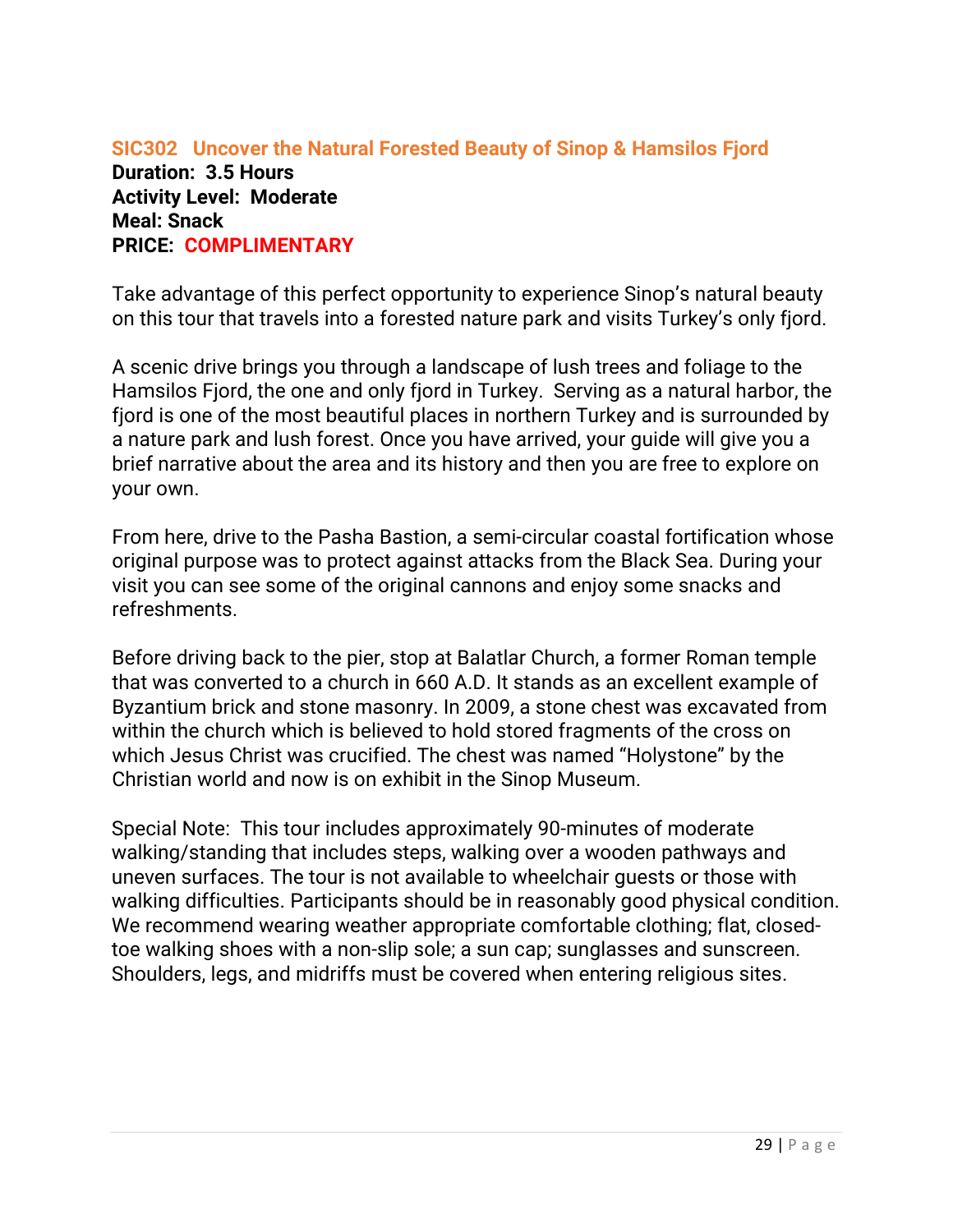## SIC302 Uncover the Natural Forested Beauty of Sinop & Hamsilos Fjord

**Duration: 3.5 Hours**
**Activity Level: Moderate**
**Meal: Snack**
**PRICE: COMPLIMENTARY**

Take advantage of this perfect opportunity to experience Sinop's natural beauty on this tour that travels into a forested nature park and visits Turkey's only fjord.

A scenic drive brings you through a landscape of lush trees and foliage to the Hamsilos Fjord, the one and only fjord in Turkey. Serving as a natural harbor, the fjord is one of the most beautiful places in northern Turkey and is surrounded by a nature park and lush forest. Once you have arrived, your guide will give you a brief narrative about the area and its history and then you are free to explore on your own.

From here, drive to the Pasha Bastion, a semi-circular coastal fortification whose original purpose was to protect against attacks from the Black Sea. During your visit you can see some of the original cannons and enjoy some snacks and refreshments.

Before driving back to the pier, stop at Balatlar Church, a former Roman temple that was converted to a church in 660 A.D. It stands as an excellent example of Byzantium brick and stone masonry. In 2009, a stone chest was excavated from within the church which is believed to hold stored fragments of the cross on which Jesus Christ was crucified. The chest was named "Holystone" by the Christian world and now is on exhibit in the Sinop Museum.

Special Note: This tour includes approximately 90-minutes of moderate walking/standing that includes steps, walking over a wooden pathways and uneven surfaces. The tour is not available to wheelchair guests or those with walking difficulties. Participants should be in reasonably good physical condition. We recommend wearing weather appropriate comfortable clothing; flat, closed-toe walking shoes with a non-slip sole; a sun cap; sunglasses and sunscreen. Shoulders, legs, and midriffs must be covered when entering religious sites.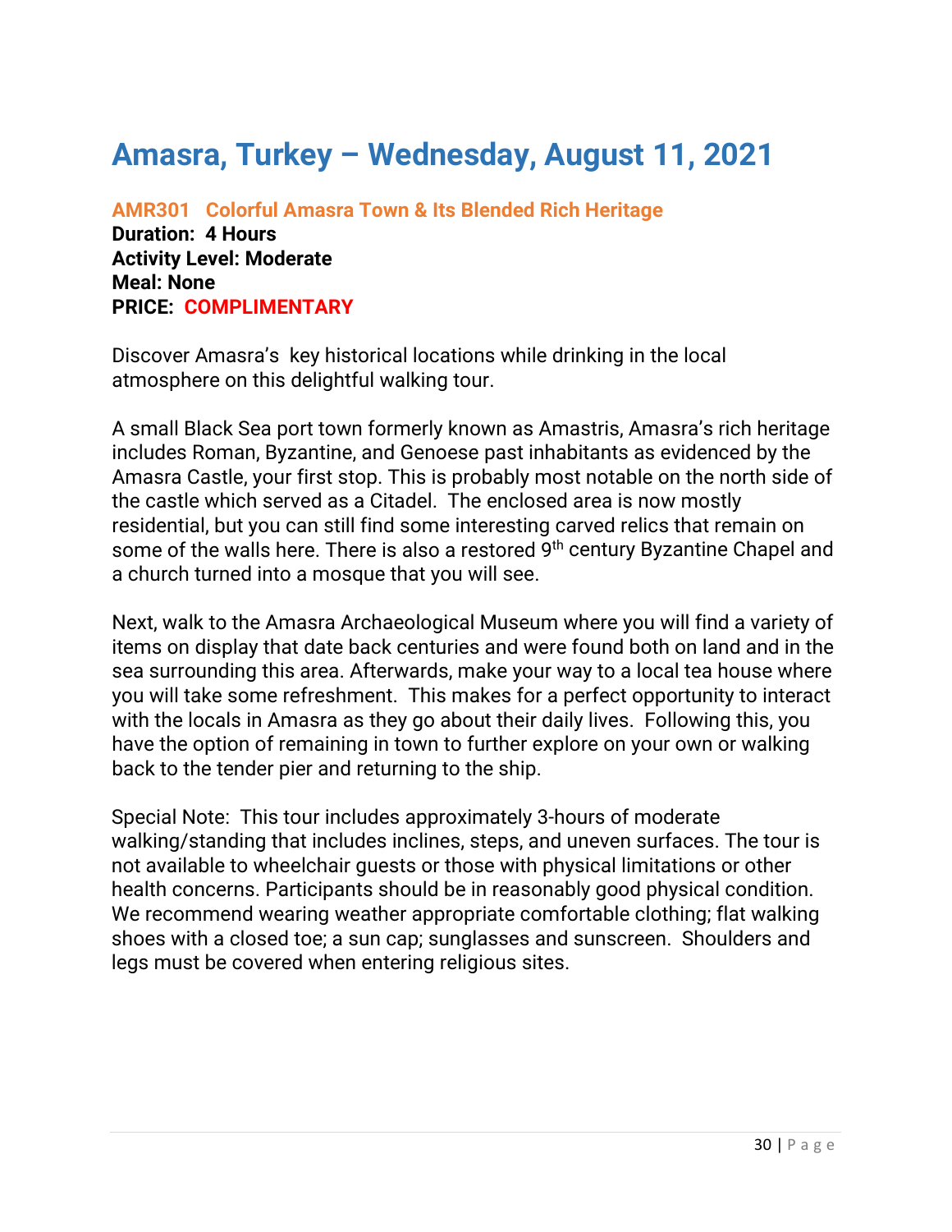# Amasra, Turkey – Wednesday, August 11, 2021

## AMR301   Colorful Amasra Town & Its Blended Rich Heritage

**Duration: 4 Hours**
**Activity Level: Moderate**
**Meal: None**
**PRICE: COMPLIMENTARY**

Discover Amasra's key historical locations while drinking in the local atmosphere on this delightful walking tour.

A small Black Sea port town formerly known as Amastris, Amasra's rich heritage includes Roman, Byzantine, and Genoese past inhabitants as evidenced by the Amasra Castle, your first stop. This is probably most notable on the north side of the castle which served as a Citadel. The enclosed area is now mostly residential, but you can still find some interesting carved relics that remain on some of the walls here. There is also a restored 9th century Byzantine Chapel and a church turned into a mosque that you will see.

Next, walk to the Amasra Archaeological Museum where you will find a variety of items on display that date back centuries and were found both on land and in the sea surrounding this area. Afterwards, make your way to a local tea house where you will take some refreshment. This makes for a perfect opportunity to interact with the locals in Amasra as they go about their daily lives. Following this, you have the option of remaining in town to further explore on your own or walking back to the tender pier and returning to the ship.

Special Note: This tour includes approximately 3-hours of moderate walking/standing that includes inclines, steps, and uneven surfaces. The tour is not available to wheelchair guests or those with physical limitations or other health concerns. Participants should be in reasonably good physical condition. We recommend wearing weather appropriate comfortable clothing; flat walking shoes with a closed toe; a sun cap; sunglasses and sunscreen. Shoulders and legs must be covered when entering religious sites.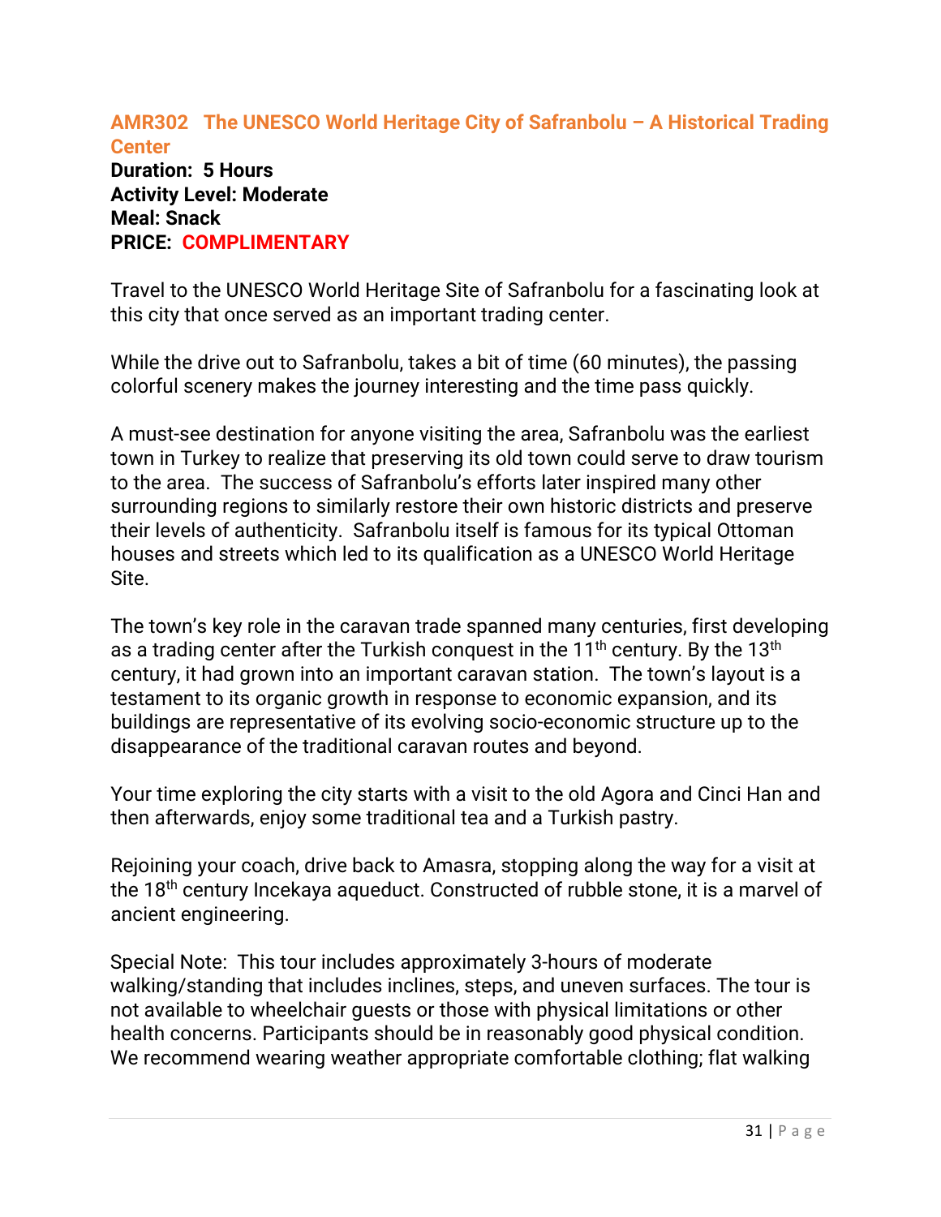### AMR302 The UNESCO World Heritage City of Safranbolu – A Historical Trading Center

**Duration: 5 Hours**
**Activity Level: Moderate**
**Meal: Snack**
**PRICE: COMPLIMENTARY**

Travel to the UNESCO World Heritage Site of Safranbolu for a fascinating look at this city that once served as an important trading center.

While the drive out to Safranbolu, takes a bit of time (60 minutes), the passing colorful scenery makes the journey interesting and the time pass quickly.

A must-see destination for anyone visiting the area, Safranbolu was the earliest town in Turkey to realize that preserving its old town could serve to draw tourism to the area. The success of Safranbolu's efforts later inspired many other surrounding regions to similarly restore their own historic districts and preserve their levels of authenticity. Safranbolu itself is famous for its typical Ottoman houses and streets which led to its qualification as a UNESCO World Heritage Site.

The town's key role in the caravan trade spanned many centuries, first developing as a trading center after the Turkish conquest in the 11th century. By the 13th century, it had grown into an important caravan station. The town's layout is a testament to its organic growth in response to economic expansion, and its buildings are representative of its evolving socio-economic structure up to the disappearance of the traditional caravan routes and beyond.

Your time exploring the city starts with a visit to the old Agora and Cinci Han and then afterwards, enjoy some traditional tea and a Turkish pastry.

Rejoining your coach, drive back to Amasra, stopping along the way for a visit at the 18th century Incekaya aqueduct. Constructed of rubble stone, it is a marvel of ancient engineering.

Special Note: This tour includes approximately 3-hours of moderate walking/standing that includes inclines, steps, and uneven surfaces. The tour is not available to wheelchair guests or those with physical limitations or other health concerns. Participants should be in reasonably good physical condition. We recommend wearing weather appropriate comfortable clothing; flat walking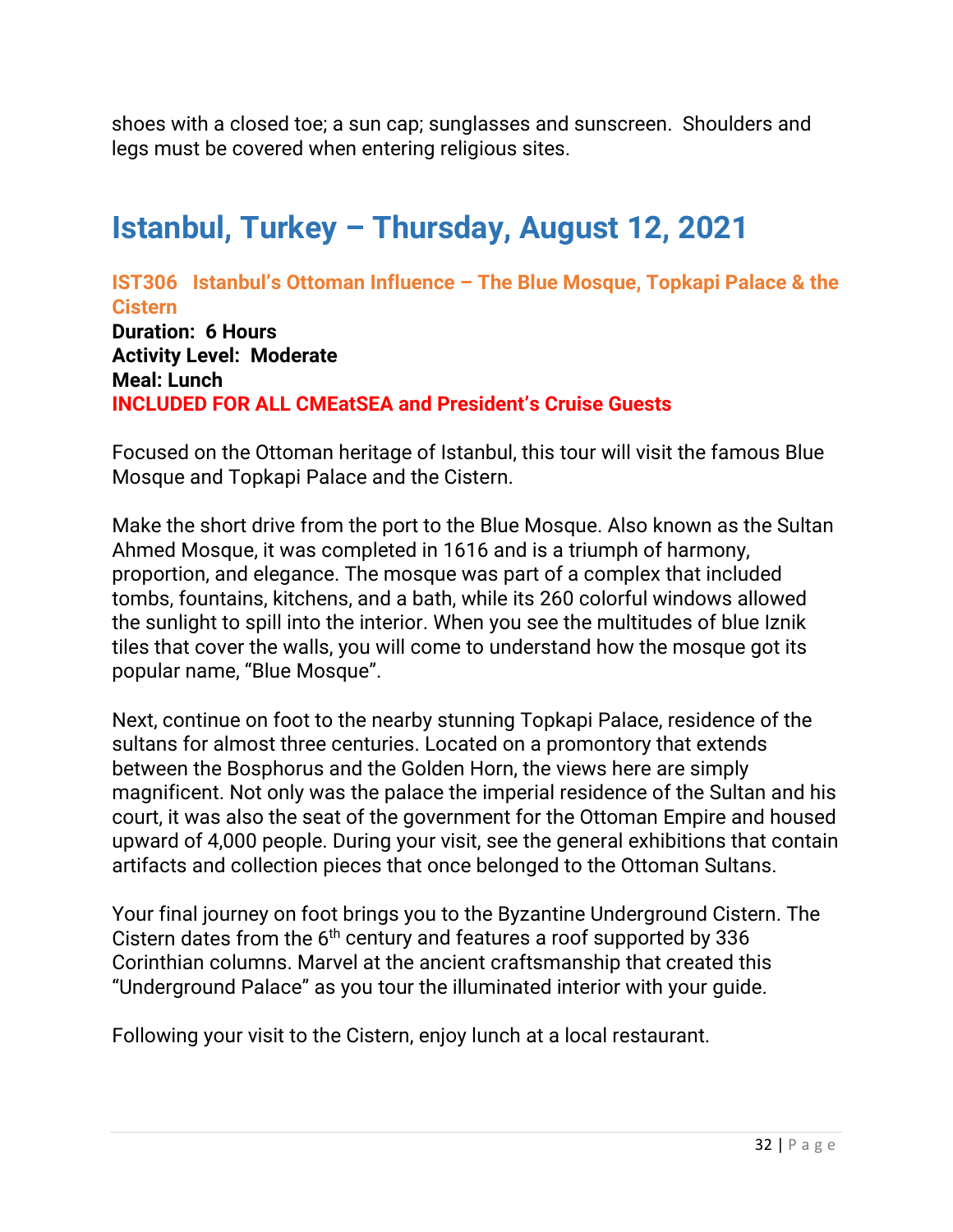shoes with a closed toe; a sun cap; sunglasses and sunscreen. Shoulders and legs must be covered when entering religious sites.

# Istanbul, Turkey – Thursday, August 12, 2021

### IST306 Istanbul's Ottoman Influence – The Blue Mosque, Topkapi Palace & the Cistern

**Duration: 6 Hours**
**Activity Level: Moderate**
**Meal: Lunch**
**INCLUDED FOR ALL CMEatSEA and President's Cruise Guests**

Focused on the Ottoman heritage of Istanbul, this tour will visit the famous Blue Mosque and Topkapi Palace and the Cistern.

Make the short drive from the port to the Blue Mosque. Also known as the Sultan Ahmed Mosque, it was completed in 1616 and is a triumph of harmony, proportion, and elegance. The mosque was part of a complex that included tombs, fountains, kitchens, and a bath, while its 260 colorful windows allowed the sunlight to spill into the interior. When you see the multitudes of blue Iznik tiles that cover the walls, you will come to understand how the mosque got its popular name, "Blue Mosque".

Next, continue on foot to the nearby stunning Topkapi Palace, residence of the sultans for almost three centuries. Located on a promontory that extends between the Bosphorus and the Golden Horn, the views here are simply magnificent. Not only was the palace the imperial residence of the Sultan and his court, it was also the seat of the government for the Ottoman Empire and housed upward of 4,000 people. During your visit, see the general exhibitions that contain artifacts and collection pieces that once belonged to the Ottoman Sultans.

Your final journey on foot brings you to the Byzantine Underground Cistern. The Cistern dates from the 6th century and features a roof supported by 336 Corinthian columns. Marvel at the ancient craftsmanship that created this "Underground Palace" as you tour the illuminated interior with your guide.

Following your visit to the Cistern, enjoy lunch at a local restaurant.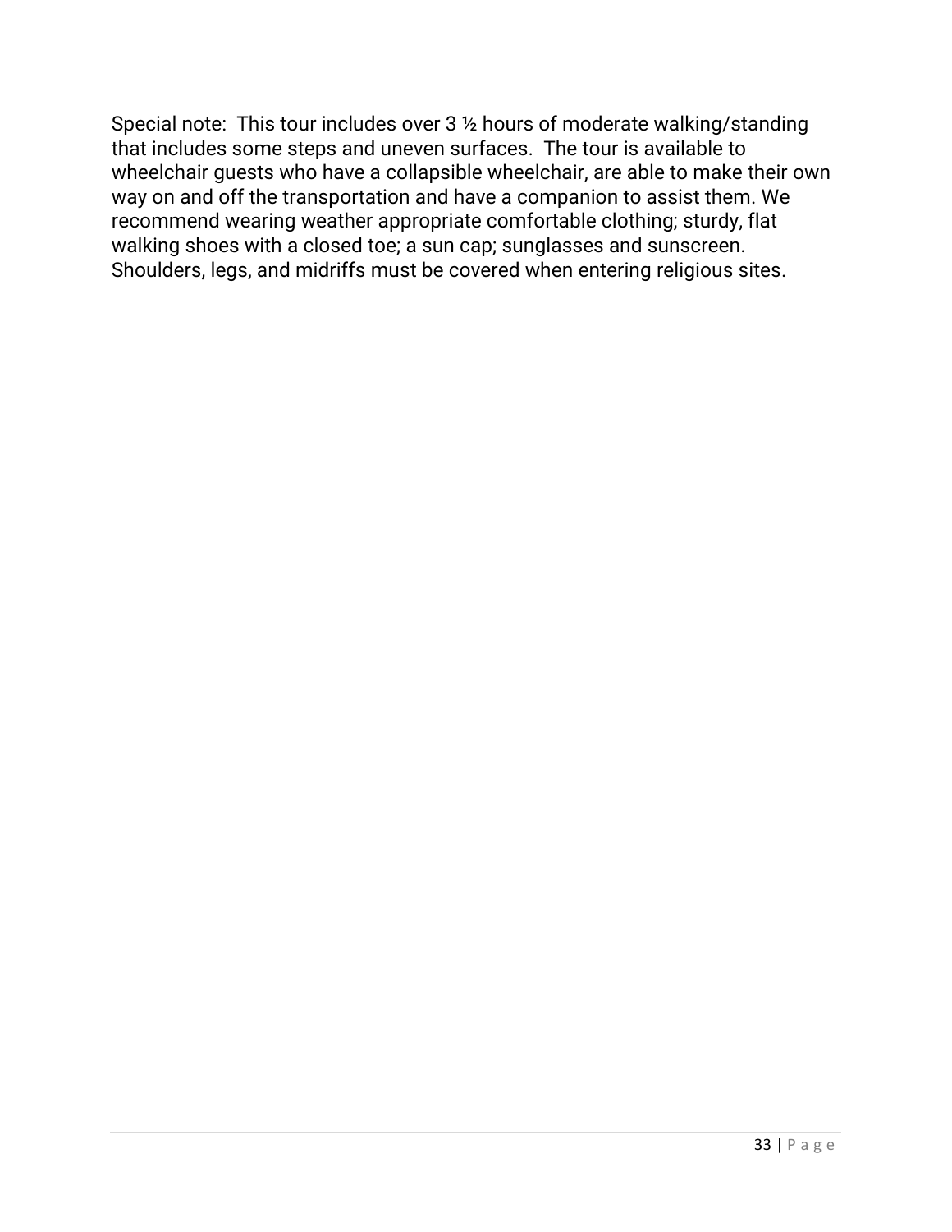Special note: This tour includes over 3 ½ hours of moderate walking/standing that includes some steps and uneven surfaces. The tour is available to wheelchair guests who have a collapsible wheelchair, are able to make their own way on and off the transportation and have a companion to assist them. We recommend wearing weather appropriate comfortable clothing; sturdy, flat walking shoes with a closed toe; a sun cap; sunglasses and sunscreen. Shoulders, legs, and midriffs must be covered when entering religious sites.